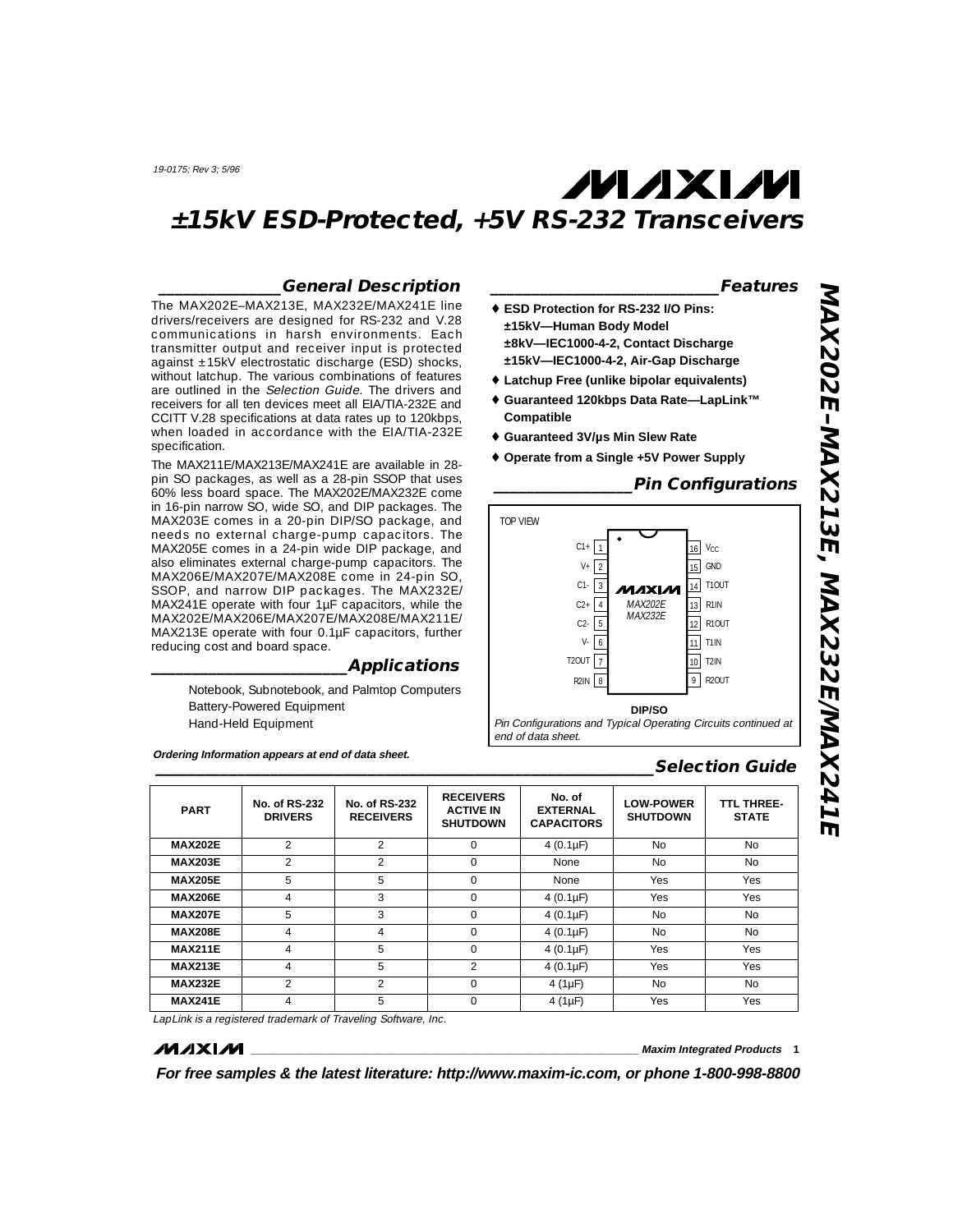19-0175; Rev 3; 5/96

# ±15kV ESD-Protected, +5V RS-232 Transceivers

## General Description

The MAX202E–MAX213E, MAX232E/MAX241E line drivers/receivers are designed for RS-232 and V.28 communications in harsh environments. Each transmitter output and receiver input is protected against ±15kV electrostatic discharge (ESD) shocks, without latchup. The various combinations of features are outlined in the *Selection Guide.* The drivers and receivers for all ten devices meet all EIA/TIA-232E and CCITT V.28 specifications at data rates up to 120kbps, when loaded in accordance with the EIA/TIA-232E specification.

The MAX211E/MAX213E/MAX241E are available in 28-pin SO packages, as well as a 28-pin SSOP that uses 60% less board space. The MAX202E/MAX232E come in 16-pin narrow SO, wide SO, and DIP packages. The MAX203E comes in a 20-pin DIP/SO package, and needs no external charge-pump capacitors. The MAX205E comes in a 24-pin wide DIP package, and also eliminates external charge-pump capacitors. The MAX206E/MAX207E/MAX208E come in 24-pin SO, SSOP, and narrow DIP packages. The MAX232E/MAX241E operate with four 1µF capacitors, while the MAX202E/MAX206E/MAX207E/MAX208E/MAX211E/MAX213E operate with four 0.1µF capacitors, further reducing cost and board space.

## Applications

Notebook, Subnotebook, and Palmtop Computers
Battery-Powered Equipment
Hand-Held Equipment

***Ordering Information appears at end of data sheet.***

## Features

- **ESD Protection for RS-232 I/O Pins:**
  **±15kV—Human Body Model**
  **±8kV—IEC1000-4-2, Contact Discharge**
  **±15kV—IEC1000-4-2, Air-Gap Discharge**
- **Latchup Free (unlike bipolar equivalents)**
- **Guaranteed 120kbps Data Rate—LapLink™ Compatible**
- **Guaranteed 3V/µs Min Slew Rate**
- **Operate from a Single +5V Power Supply**

## Pin Configurations

TOP VIEW

MAX202E / MAX232E

| Pin | Name | Pin | Name |
|---|---|---|---|
| 1 | C1+ | 16 | $V_{CC}$ |
| 2 | V+ | 15 | GND |
| 3 | C1- | 14 | T1OUT |
| 4 | C2+ | 13 | R1IN |
| 5 | C2- | 12 | R1OUT |
| 6 | V- | 11 | T1IN |
| 7 | T2OUT | 10 | T2IN |
| 8 | R2IN | 9 | R2OUT |

**DIP/SO**

*Pin Configurations and Typical Operating Circuits continued at end of data sheet.*

## Selection Guide

| PART | No. of RS-232 DRIVERS | No. of RS-232 RECEIVERS | RECEIVERS ACTIVE IN SHUTDOWN | No. of EXTERNAL CAPACITORS | LOW-POWER SHUTDOWN | TTL THREE-STATE |
|---|---|---|---|---|---|---|
| **MAX202E** | 2 | 2 | 0 | 4 (0.1µF) | No | No |
| **MAX203E** | 2 | 2 | 0 | None | No | No |
| **MAX205E** | 5 | 5 | 0 | None | Yes | Yes |
| **MAX206E** | 4 | 3 | 0 | 4 (0.1µF) | Yes | Yes |
| **MAX207E** | 5 | 3 | 0 | 4 (0.1µF) | No | No |
| **MAX208E** | 4 | 4 | 0 | 4 (0.1µF) | No | No |
| **MAX211E** | 4 | 5 | 0 | 4 (0.1µF) | Yes | Yes |
| **MAX213E** | 4 | 5 | 2 | 4 (0.1µF) | Yes | Yes |
| **MAX232E** | 2 | 2 | 0 | 4 (1µF) | No | No |
| **MAX241E** | 4 | 5 | 0 | 4 (1µF) | Yes | Yes |

*LapLink is a registered trademark of Traveling Software, Inc.*

**For free samples & the latest literature: http://www.maxim-ic.com, or phone 1-800-998-8800**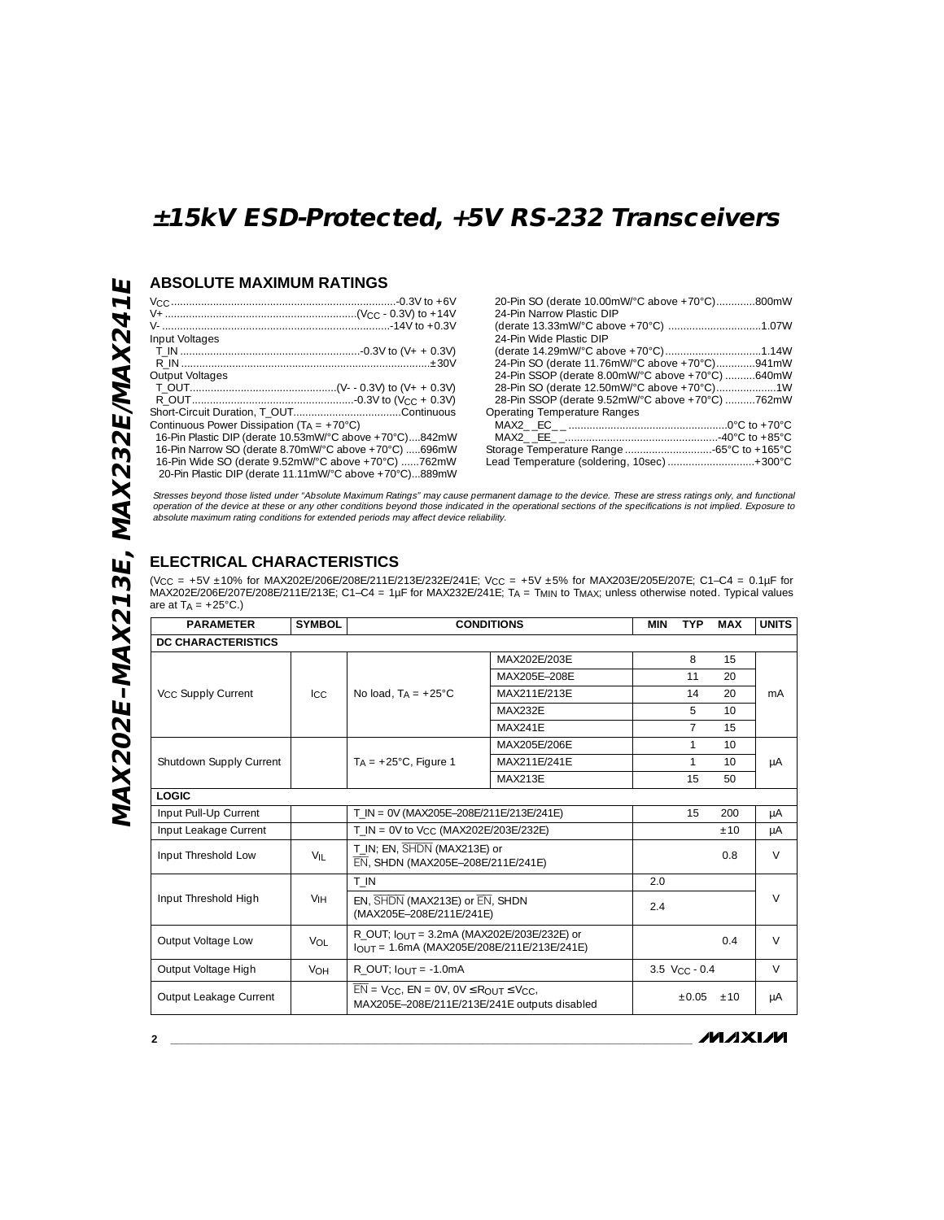## ABSOLUTE MAXIMUM RATINGS

$V_{CC}$ ....................................................................-0.3V to +6V
V+ .................................................................($V_{CC}$ - 0.3V) to +14V
V- .......................................................................-14V to +0.3V
Input Voltages
T_IN ...................................................-0.3V to (V+ + 0.3V)
R_IN ..........................................................................±30V
Output Voltages
T_OUT.............................................(V- - 0.3V) to (V+ + 0.3V)
R_OUT.............................................-0.3V to ($V_{CC}$ + 0.3V)
Short-Circuit Duration, T_OUT....................................Continuous
Continuous Power Dissipation ($T_A$ = +70°C)
16-Pin Plastic DIP (derate 10.53mW/°C above +70°C)....842mW
16-Pin Narrow SO (derate 8.70mW/°C above +70°C) .....696mW
16-Pin Wide SO (derate 9.52mW/°C above +70°C) ......762mW
20-Pin Plastic DIP (derate 11.11mW/°C above +70°C)...889mW
20-Pin SO (derate 10.00mW/°C above +70°C).............800mW
24-Pin Narrow Plastic DIP
(derate 13.33mW/°C above +70°C) ...............................1.07W
24-Pin Wide Plastic DIP
(derate 14.29mW/°C above +70°C)................................1.14W
24-Pin SO (derate 11.76mW/°C above +70°C).............941mW
24-Pin SSOP (derate 8.00mW/°C above +70°C) ..........640mW
28-Pin SO (derate 12.50mW/°C above +70°C)....................1W
28-Pin SSOP (derate 9.52mW/°C above +70°C) ..........762mW
Operating Temperature Ranges
MAX2_ _EC_ _ ....................................................0°C to +70°C
MAX2_ _EE_ _..................................................-40°C to +85°C
Storage Temperature Range .............................-65°C to +165°C
Lead Temperature (soldering, 10sec) .............................+300°C

*Stresses beyond those listed under "Absolute Maximum Ratings" may cause permanent damage to the device. These are stress ratings only, and functional operation of the device at these or any other conditions beyond those indicated in the operational sections of the specifications is not implied. Exposure to absolute maximum rating conditions for extended periods may affect device reliability.*

## ELECTRICAL CHARACTERISTICS

($V_{CC}$ = +5V ±10% for MAX202E/206E/208E/211E/213E/232E/241E; $V_{CC}$ = +5V ±5% for MAX203E/205E/207E; C1–C4 = 0.1µF for MAX202E/206E/207E/208E/211E/213E; C1–C4 = 1µF for MAX232E/241E; $T_A$ = $T_{MIN}$ to $T_{MAX}$; unless otherwise noted. Typical values are at $T_A$ = +25°C.)

| PARAMETER | SYMBOL | CONDITIONS | | MIN | TYP | MAX | UNITS |
|---|---|---|---|---|---|---|---|
| **DC CHARACTERISTICS** | | | | | | | |
| $V_{CC}$ Supply Current | $I_{CC}$ | No load, $T_A$ = +25°C | MAX202E/203E | | 8 | 15 | mA |
| | | | MAX205E–208E | | 11 | 20 | |
| | | | MAX211E/213E | | 14 | 20 | |
| | | | MAX232E | | 5 | 10 | |
| | | | MAX241E | | 7 | 15 | |
| Shutdown Supply Current | | $T_A$ = +25°C, Figure 1 | MAX205E/206E | | 1 | 10 | µA |
| | | | MAX211E/241E | | 1 | 10 | |
| | | | MAX213E | | 15 | 50 | |
| **LOGIC** | | | | | | | |
| Input Pull-Up Current | | T_IN = 0V (MAX205E–208E/211E/213E/241E) | | | 15 | 200 | µA |
| Input Leakage Current | | T_IN = 0V to $V_{CC}$ (MAX202E/203E/232E) | | | | ±10 | µA |
| Input Threshold Low | $V_{IL}$ | T_IN; EN, $\overline{SHDN}$ (MAX213E) or $\overline{EN}$, SHDN (MAX205E–208E/211E/241E) | | | | 0.8 | V |
| Input Threshold High | $V_{IH}$ | T_IN | | 2.0 | | | V |
| | | EN, $\overline{SHDN}$ (MAX213E) or $\overline{EN}$, SHDN (MAX205E–208E/211E/241E) | | 2.4 | | | |
| Output Voltage Low | $V_{OL}$ | R_OUT; $I_{OUT}$ = 3.2mA (MAX202E/203E/232E) or $I_{OUT}$ = 1.6mA (MAX205E/208E/211E/213E/241E) | | | | 0.4 | V |
| Output Voltage High | $V_{OH}$ | R_OUT; $I_{OUT}$ = -1.0mA | | 3.5 | $V_{CC}$ - 0.4 | | V |
| Output Leakage Current | | $\overline{EN}$ = $V_{CC}$, EN = 0V, 0V ≤ $R_{OUT}$ ≤ $V_{CC}$, MAX205E–208E/211E/213E/241E outputs disabled | | | ±0.05 | ±10 | µA |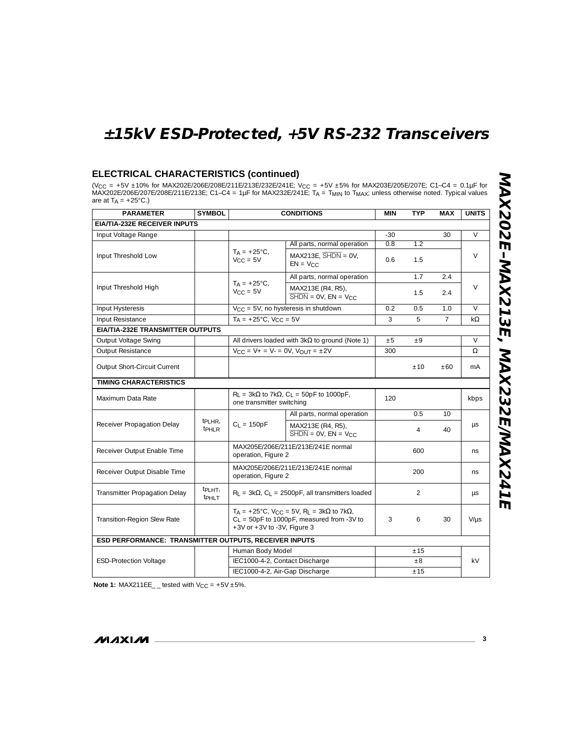## ELECTRICAL CHARACTERISTICS (continued)

($V_{CC}$ = +5V ±10% for MAX202E/206E/208E/211E/213E/232E/241E; $V_{CC}$ = +5V ±5% for MAX203E/205E/207E; C1–C4 = 0.1µF for MAX202E/206E/207E/208E/211E/213E; C1–C4 = 1µF for MAX232E/241E; $T_A$ = $T_{MIN}$ to $T_{MAX}$; unless otherwise noted. Typical values are at $T_A$ = +25°C.)

| PARAMETER | SYMBOL | CONDITIONS | | MIN | TYP | MAX | UNITS |
|---|---|---|---|---|---|---|---|
| **EIA/TIA-232E RECEIVER INPUTS** | | | | | | | |
| Input Voltage Range | | | | -30 | | 30 | V |
| Input Threshold Low | | $T_A$ = +25°C, $V_{CC}$ = 5V | All parts, normal operation | 0.8 | 1.2 | | V |
| | | | MAX213E, $\overline{SHDN}$ = 0V, EN = $V_{CC}$ | 0.6 | 1.5 | | |
| Input Threshold High | | $T_A$ = +25°C, $V_{CC}$ = 5V | All parts, normal operation | | 1.7 | 2.4 | V |
| | | | MAX213E (R4, R5), $\overline{SHDN}$ = 0V, EN = $V_{CC}$ | | 1.5 | 2.4 | |
| Input Hysteresis | | $V_{CC}$ = 5V, no hysteresis in shutdown | | 0.2 | 0.5 | 1.0 | V |
| Input Resistance | | $T_A$ = +25°C, $V_{CC}$ = 5V | | 3 | 5 | 7 | kΩ |
| **EIA/TIA-232E TRANSMITTER OUTPUTS** | | | | | | | |
| Output Voltage Swing | | All drivers loaded with 3kΩ to ground (Note 1) | | ±5 | ±9 | | V |
| Output Resistance | | $V_{CC}$ = V+ = V- = 0V, $V_{OUT}$ = ±2V | | 300 | | | Ω |
| Output Short-Circuit Current | | | | | ±10 | ±60 | mA |
| **TIMING CHARACTERISTICS** | | | | | | | |
| Maximum Data Rate | | $R_L$ = 3kΩ to 7kΩ, $C_L$ = 50pF to 1000pF, one transmitter switching | | 120 | | | kbps |
| Receiver Propagation Delay | $t_{PLHR}$, $t_{PHLR}$ | $C_L$ = 150pF | All parts, normal operation | | 0.5 | 10 | µs |
| | | | MAX213E (R4, R5), $\overline{SHDN}$ = 0V, EN = $V_{CC}$ | | 4 | 40 | |
| Receiver Output Enable Time | | MAX205E/206E/211E/213E/241E normal operation, Figure 2 | | | 600 | | ns |
| Receiver Output Disable Time | | MAX205E/206E/211E/213E/241E normal operation, Figure 2 | | | 200 | | ns |
| Transmitter Propagation Delay | $t_{PLHT}$, $t_{PHLT}$ | $R_L$ = 3kΩ, $C_L$ = 2500pF, all transmitters loaded | | | 2 | | µs |
| Transition-Region Slew Rate | | $T_A$ = +25°C, $V_{CC}$ = 5V, $R_L$ = 3kΩ to 7kΩ, $C_L$ = 50pF to 1000pF, measured from -3V to +3V or +3V to -3V, Figure 3 | | 3 | 6 | 30 | V/µs |
| **ESD PERFORMANCE: TRANSMITTER OUTPUTS, RECEIVER INPUTS** | | | | | | | |
| ESD-Protection Voltage | | Human Body Model | | | ±15 | | kV |
| | | IEC1000-4-2, Contact Discharge | | | ±8 | | |
| | | IEC1000-4-2, Air-Gap Discharge | | | ±15 | | |

**Note 1:** MAX211EE_ _ tested with $V_{CC}$ = +5V ±5%.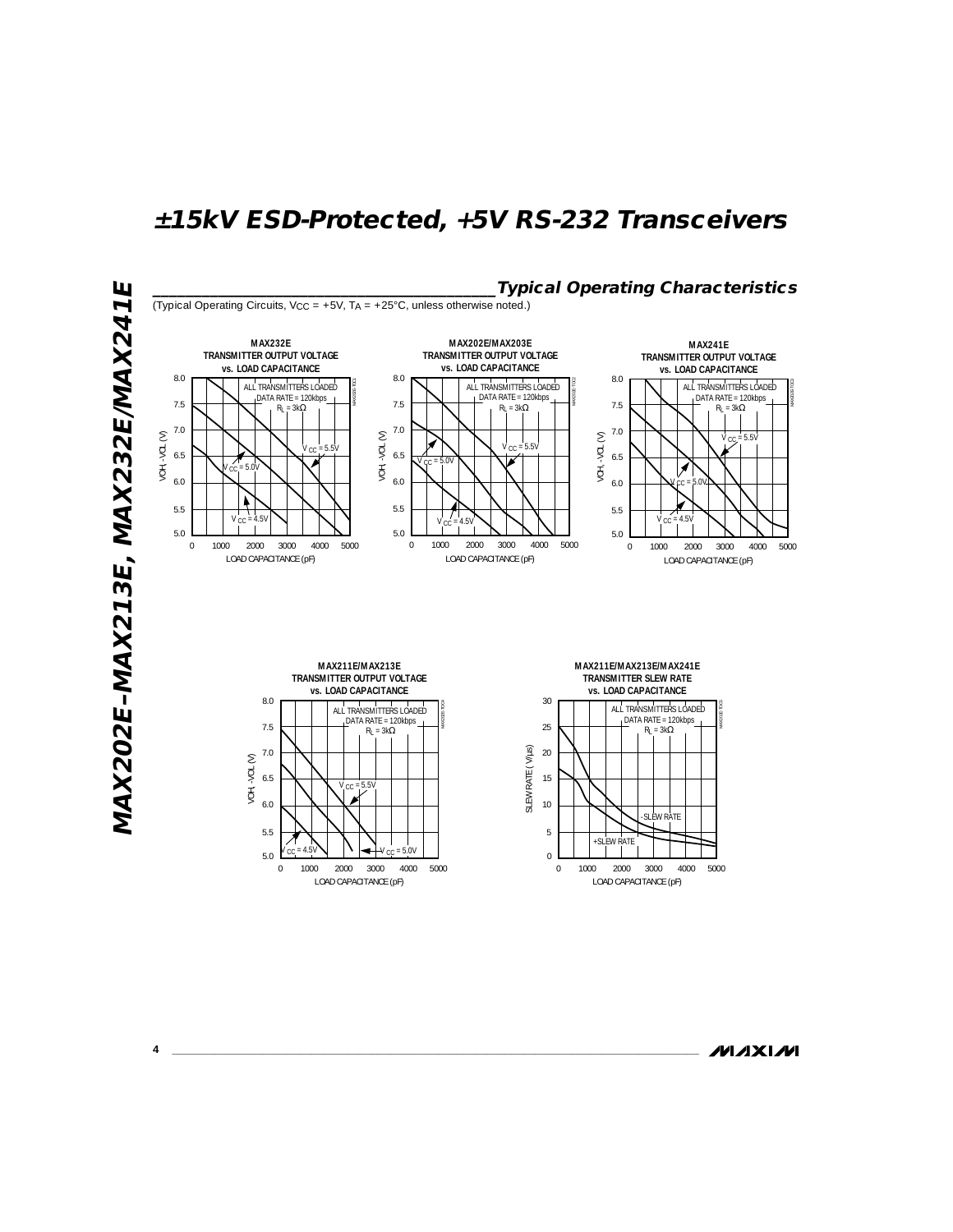## Typical Operating Characteristics

(Typical Operating Circuits, $V_{CC}$ = +5V, $T_A$ = +25°C, unless otherwise noted.)

**MAX232E TRANSMITTER OUTPUT VOLTAGE vs. LOAD CAPACITANCE**

ALL TRANSMITTERS LOADED
DATA RATE = 120kbps
$R_L$ = 3kΩ

$V_{CC}$ = 5.5V
$V_{CC}$ = 5.0V
$V_{CC}$ = 4.5V

VOH - VOL (V)
LOAD CAPACITANCE (pF)

**MAX202E/MAX203E TRANSMITTER OUTPUT VOLTAGE vs. LOAD CAPACITANCE**

ALL TRANSMITTERS LOADED
DATA RATE = 120kbps
$R_L$ = 3kΩ

$V_{CC}$ = 5.5V
$V_{CC}$ = 5.0V
$V_{CC}$ = 4.5V

VOH - VOL (V)
LOAD CAPACITANCE (pF)

**MAX241E TRANSMITTER OUTPUT VOLTAGE vs. LOAD CAPACITANCE**

ALL TRANSMITTERS LOADED
DATA RATE = 120kbps
$R_L$ = 3kΩ

$V_{CC}$ = 5.5V
$V_{CC}$ = 5.0V
$V_{CC}$ = 4.5V

VOH - VOL (V)
LOAD CAPACITANCE (pF)

**MAX211E/MAX213E TRANSMITTER OUTPUT VOLTAGE vs. LOAD CAPACITANCE**

ALL TRANSMITTERS LOADED
DATA RATE = 120kbps
$R_L$ = 3kΩ

$V_{CC}$ = 5.5V
$V_{CC}$ = 4.5V
$V_{CC}$ = 5.0V

VOH - VOL (V)
LOAD CAPACITANCE (pF)

**MAX211E/MAX213E/MAX241E TRANSMITTER SLEW RATE vs. LOAD CAPACITANCE**

ALL TRANSMITTERS LOADED
DATA RATE = 120kbps
$R_L$ = 3kΩ

-SLEW RATE
+SLEW RATE

SLEW RATE (V/µs)
LOAD CAPACITANCE (pF)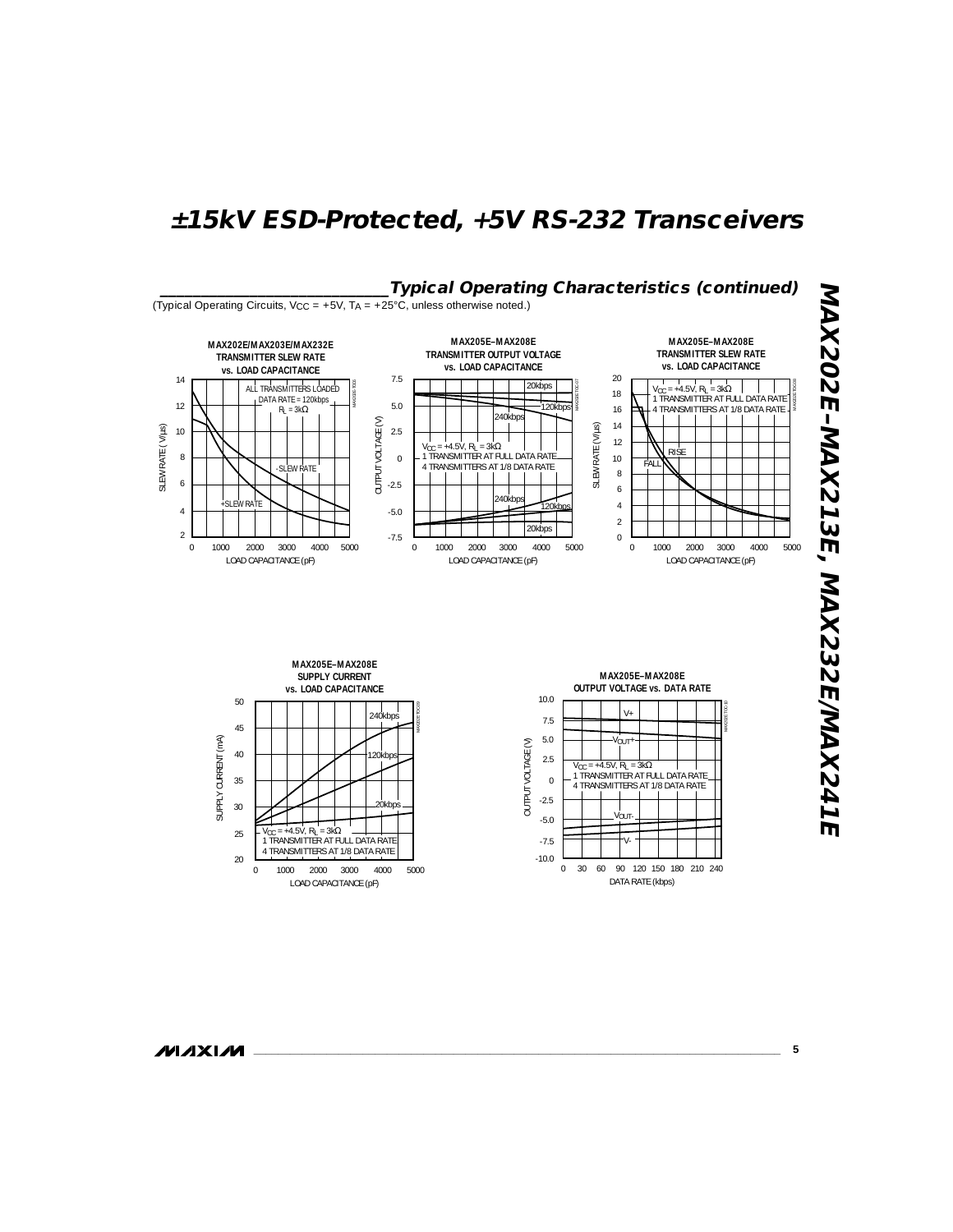## Typical Operating Characteristics (continued)

(Typical Operating Circuits, $V_{CC}$ = +5V, $T_A$ = +25°C, unless otherwise noted.)

**MAX202E/MAX203E/MAX232E TRANSMITTER SLEW RATE vs. LOAD CAPACITANCE**

ALL TRANSMITTERS LOADED
DATA RATE = 120kbps
$R_L$ = 3kΩ

SLEW RATE (V/μs) vs. LOAD CAPACITANCE (pF); curves: -SLEW RATE, +SLEW RATE

**MAX205E–MAX208E TRANSMITTER OUTPUT VOLTAGE vs. LOAD CAPACITANCE**

$V_{CC}$ = +4.5V, $R_L$ = 3kΩ
1 TRANSMITTER AT FULL DATA RATE
4 TRANSMITTERS AT 1/8 DATA RATE

OUTPUT VOLTAGE (V) vs. LOAD CAPACITANCE (pF); curves: 20kbps, 120kbps, 240kbps

**MAX205E–MAX208E TRANSMITTER SLEW RATE vs. LOAD CAPACITANCE**

$V_{CC}$ = +4.5V, $R_L$ = 3kΩ
1 TRANSMITTER AT FULL DATA RATE
4 TRANSMITTERS AT 1/8 DATA RATE

SLEW RATE (V/μs) vs. LOAD CAPACITANCE (pF); curves: RISE, FALL

**MAX205E–MAX208E SUPPLY CURRENT vs. LOAD CAPACITANCE**

$V_{CC}$ = +4.5V, $R_L$ = 3kΩ
1 TRANSMITTER AT FULL DATA RATE
4 TRANSMITTERS AT 1/8 DATA RATE

SUPPLY CURRENT (mA) vs. LOAD CAPACITANCE (pF); curves: 240kbps, 120kbps, 20kbps

**MAX205E–MAX208E OUTPUT VOLTAGE vs. DATA RATE**

$V_{CC}$ = +4.5V, $R_L$ = 3kΩ
1 TRANSMITTER AT FULL DATA RATE
4 TRANSMITTERS AT 1/8 DATA RATE

OUTPUT VOLTAGE (V) vs. DATA RATE (kbps); curves: V+, $V_{OUT}$+, $V_{OUT}$-, V-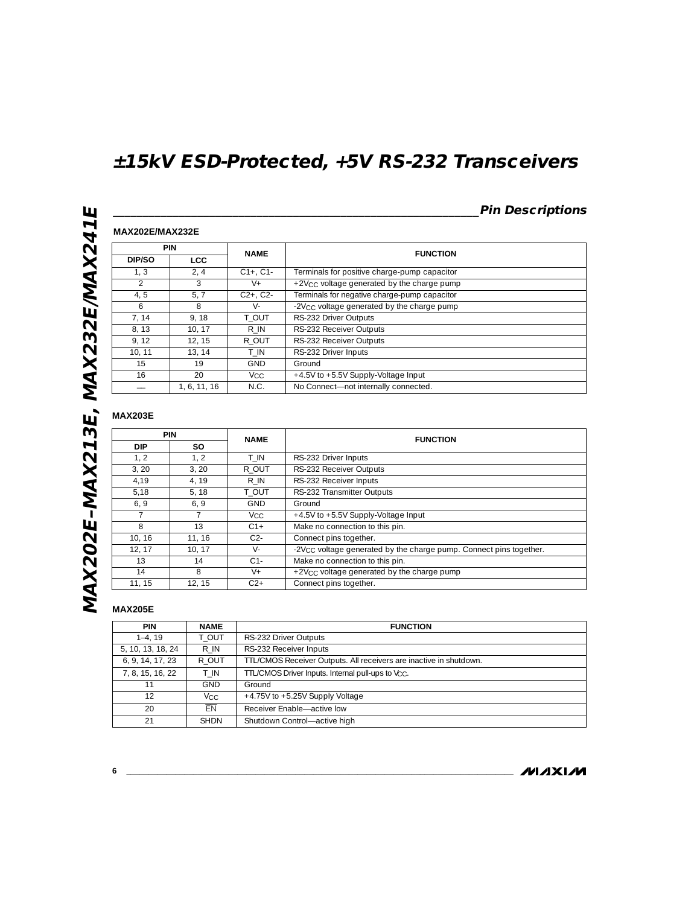## Pin Descriptions

### MAX202E/MAX232E

| PIN | | NAME | FUNCTION |
|---|---|---|---|
| DIP/SO | LCC | | |
| 1, 3 | 2, 4 | C1+, C1- | Terminals for positive charge-pump capacitor |
| 2 | 3 | V+ | +2$V_{CC}$ voltage generated by the charge pump |
| 4, 5 | 5, 7 | C2+, C2- | Terminals for negative charge-pump capacitor |
| 6 | 8 | V- | -2$V_{CC}$ voltage generated by the charge pump |
| 7, 14 | 9, 18 | T_OUT | RS-232 Driver Outputs |
| 8, 13 | 10, 17 | R_IN | RS-232 Receiver Outputs |
| 9, 12 | 12, 15 | R_OUT | RS-232 Receiver Outputs |
| 10, 11 | 13, 14 | T_IN | RS-232 Driver Inputs |
| 15 | 19 | GND | Ground |
| 16 | 20 | $V_{CC}$ | +4.5V to +5.5V Supply-Voltage Input |
| — | 1, 6, 11, 16 | N.C. | No Connect—not internally connected. |

### MAX203E

| PIN | | NAME | FUNCTION |
|---|---|---|---|
| DIP | SO | | |
| 1, 2 | 1, 2 | T_IN | RS-232 Driver Inputs |
| 3, 20 | 3, 20 | R_OUT | RS-232 Receiver Outputs |
| 4,19 | 4, 19 | R_IN | RS-232 Receiver Inputs |
| 5,18 | 5, 18 | T_OUT | RS-232 Transmitter Outputs |
| 6, 9 | 6, 9 | GND | Ground |
| 7 | 7 | $V_{CC}$ | +4.5V to +5.5V Supply-Voltage Input |
| 8 | 13 | C1+ | Make no connection to this pin. |
| 10, 16 | 11, 16 | C2- | Connect pins together. |
| 12, 17 | 10, 17 | V- | -2$V_{CC}$ voltage generated by the charge pump. Connect pins together. |
| 13 | 14 | C1- | Make no connection to this pin. |
| 14 | 8 | V+ | +2$V_{CC}$ voltage generated by the charge pump |
| 11, 15 | 12, 15 | C2+ | Connect pins together. |

### MAX205E

| PIN | NAME | FUNCTION |
|---|---|---|
| 1–4, 19 | T_OUT | RS-232 Driver Outputs |
| 5, 10, 13, 18, 24 | R_IN | RS-232 Receiver Inputs |
| 6, 9, 14, 17, 23 | R_OUT | TTL/CMOS Receiver Outputs. All receivers are inactive in shutdown. |
| 7, 8, 15, 16, 22 | T_IN | TTL/CMOS Driver Inputs. Internal pull-ups to $V_{CC}$. |
| 11 | GND | Ground |
| 12 | $V_{CC}$ | +4.75V to +5.25V Supply Voltage |
| 20 | $\overline{EN}$ | Receiver Enable—active low |
| 21 | SHDN | Shutdown Control—active high |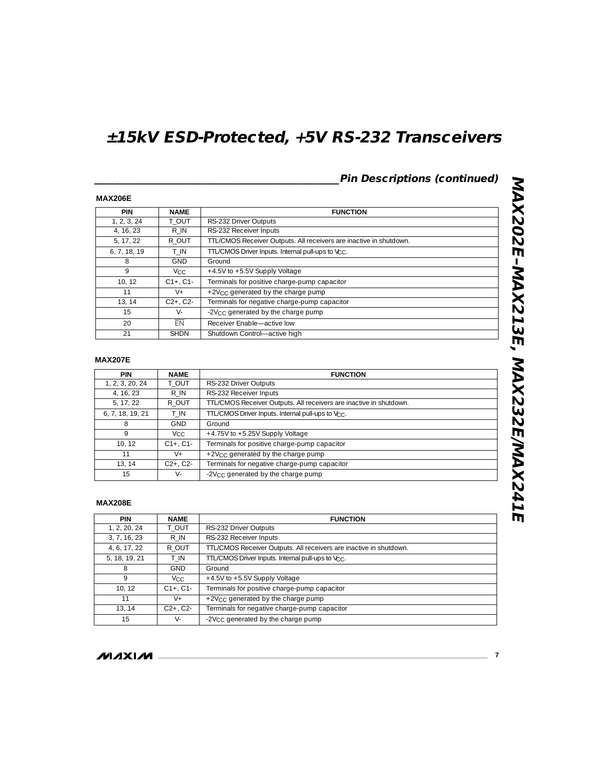## Pin Descriptions (continued)

### MAX206E

| PIN | NAME | FUNCTION |
|---|---|---|
| 1, 2, 3, 24 | T_OUT | RS-232 Driver Outputs |
| 4, 16, 23 | R_IN | RS-232 Receiver Inputs |
| 5, 17, 22 | R_OUT | TTL/CMOS Receiver Outputs. All receivers are inactive in shutdown. |
| 6, 7, 18, 19 | T_IN | TTL/CMOS Driver Inputs. Internal pull-ups to $V_{CC}$. |
| 8 | GND | Ground |
| 9 | $V_{CC}$ | +4.5V to +5.5V Supply Voltage |
| 10, 12 | C1+, C1- | Terminals for positive charge-pump capacitor |
| 11 | V+ | $+2V_{CC}$ generated by the charge pump |
| 13, 14 | C2+, C2- | Terminals for negative charge-pump capacitor |
| 15 | V- | $-2V_{CC}$ generated by the charge pump |
| 20 | $\overline{EN}$ | Receiver Enable—active low |
| 21 | SHDN | Shutdown Control—active high |

### MAX207E

| PIN | NAME | FUNCTION |
|---|---|---|
| 1, 2, 3, 20, 24 | T_OUT | RS-232 Driver Outputs |
| 4, 16, 23 | R_IN | RS-232 Receiver Inputs |
| 5, 17, 22 | R_OUT | TTL/CMOS Receiver Outputs. All receivers are inactive in shutdown. |
| 6, 7, 18, 19, 21 | T_IN | TTL/CMOS Driver Inputs. Internal pull-ups to $V_{CC}$. |
| 8 | GND | Ground |
| 9 | $V_{CC}$ | +4.75V to +5.25V Supply Voltage |
| 10, 12 | C1+, C1- | Terminals for positive charge-pump capacitor |
| 11 | V+ | $+2V_{CC}$ generated by the charge pump |
| 13, 14 | C2+, C2- | Terminals for negative charge-pump capacitor |
| 15 | V- | $-2V_{CC}$ generated by the charge pump |

### MAX208E

| PIN | NAME | FUNCTION |
|---|---|---|
| 1, 2, 20, 24 | T_OUT | RS-232 Driver Outputs |
| 3, 7, 16, 23 | R_IN | RS-232 Receiver Inputs |
| 4, 6, 17, 22 | R_OUT | TTL/CMOS Receiver Outputs. All receivers are inactive in shutdown. |
| 5, 18, 19, 21 | T_IN | TTL/CMOS Driver Inputs. Internal pull-ups to $V_{CC}$. |
| 8 | GND | Ground |
| 9 | $V_{CC}$ | +4.5V to +5.5V Supply Voltage |
| 10, 12 | C1+, C1- | Terminals for positive charge-pump capacitor |
| 11 | V+ | $+2V_{CC}$ generated by the charge pump |
| 13, 14 | C2+, C2- | Terminals for negative charge-pump capacitor |
| 15 | V- | $-2V_{CC}$ generated by the charge pump |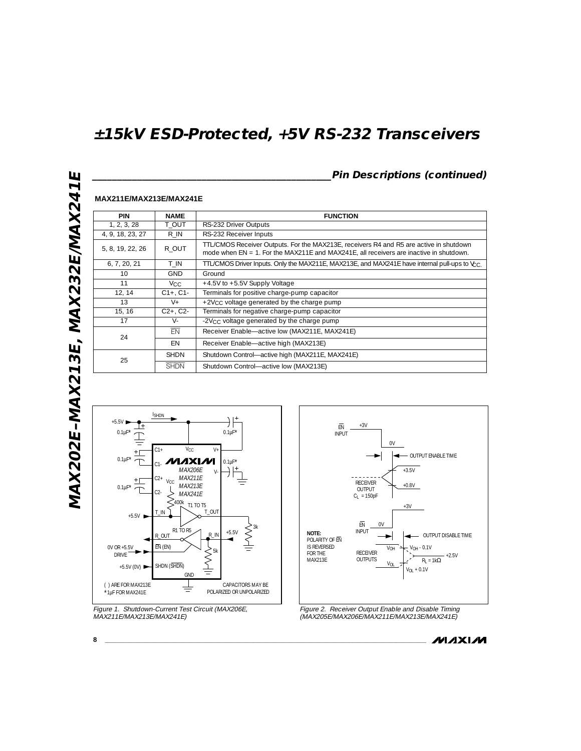# ±15kV ESD-Protected, +5V RS-232 Transceivers

## Pin Descriptions (continued)

**MAX211E/MAX213E/MAX241E**

| PIN | NAME | FUNCTION |
|---|---|---|
| 1, 2, 3, 28 | T_OUT | RS-232 Driver Outputs |
| 4, 9, 18, 23, 27 | R_IN | RS-232 Receiver Inputs |
| 5, 8, 19, 22, 26 | R_OUT | TTL/CMOS Receiver Outputs. For the MAX213E, receivers R4 and R5 are active in shutdown mode when EN = 1. For the MAX211E and MAX241E, all receivers are inactive in shutdown. |
| 6, 7, 20, 21 | T_IN | TTL/CMOS Driver Inputs. Only the MAX211E, MAX213E, and MAX241E have internal pull-ups to $V_{CC}$. |
| 10 | GND | Ground |
| 11 | $V_{CC}$ | +4.5V to +5.5V Supply Voltage |
| 12, 14 | C1+, C1- | Terminals for positive charge-pump capacitor |
| 13 | V+ | +2$V_{CC}$ voltage generated by the charge pump |
| 15, 16 | C2+, C2- | Terminals for negative charge-pump capacitor |
| 17 | V- | -2$V_{CC}$ voltage generated by the charge pump |
| 24 | $\overline{EN}$ | Receiver Enable—active low (MAX211E, MAX241E) |
| | EN | Receiver Enable—active high (MAX213E) |
| 25 | SHDN | Shutdown Control—active high (MAX211E, MAX241E) |
| | $\overline{SHDN}$ | Shutdown Control—active low (MAX213E) |

*Figure 1. Shutdown-Current Test Circuit (MAX206E, MAX211E/MAX213E/MAX241E)*

*Figure 2. Receiver Output Enable and Disable Timing (MAX205E/MAX206E/MAX211E/MAX213E/MAX241E)*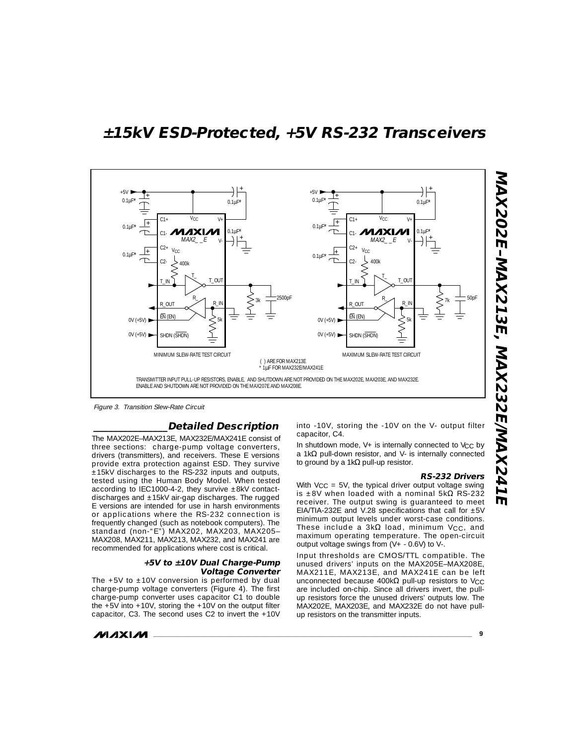MINIMUM SLEW-RATE TEST CIRCUIT

MAXIMUM SLEW-RATE TEST CIRCUIT

( ) ARE FOR MAX213E
* 1µF FOR MAX232E/MAX241E

TRANSMITTER INPUT PULL-UP RESISTORS, ENABLE, AND SHUTDOWN ARE NOT PROVIDED ON THE MAX202E, MAX203E, AND MAX232E. ENABLE AND SHUTDOWN ARE NOT PROVIDED ON THE MAX207E AND MAX208E.

*Figure 3. Transition Slew-Rate Circuit*

## Detailed Description

The MAX202E–MAX213E, MAX232E/MAX241E consist of three sections: charge-pump voltage converters, drivers (transmitters), and receivers. These E versions provide extra protection against ESD. They survive ±15kV discharges to the RS-232 inputs and outputs, tested using the Human Body Model. When tested according to IEC1000-4-2, they survive ±8kV contact-discharges and ±15kV air-gap discharges. The rugged E versions are intended for use in harsh environments or applications where the RS-232 connection is frequently changed (such as notebook computers). The standard (non-"E") MAX202, MAX203, MAX205–MAX208, MAX211, MAX213, MAX232, and MAX241 are recommended for applications where cost is critical.

### +5V to ±10V Dual Charge-Pump Voltage Converter

The +5V to ±10V conversion is performed by dual charge-pump voltage converters (Figure 4). The first charge-pump converter uses capacitor C1 to double the +5V into +10V, storing the +10V on the output filter capacitor, C3. The second uses C2 to invert the +10V into -10V, storing the -10V on the V- output filter capacitor, C4.

In shutdown mode, V+ is internally connected to $V_{CC}$ by a 1kΩ pull-down resistor, and V- is internally connected to ground by a 1kΩ pull-up resistor.

### RS-232 Drivers

With $V_{CC}$ = 5V, the typical driver output voltage swing is ±8V when loaded with a nominal 5kΩ RS-232 receiver. The output swing is guaranteed to meet EIA/TIA-232E and V.28 specifications that call for ±5V minimum output levels under worst-case conditions. These include a 3kΩ load, minimum $V_{CC}$, and maximum operating temperature. The open-circuit output voltage swings from (V+ - 0.6V) to V-.

Input thresholds are CMOS/TTL compatible. The unused drivers' inputs on the MAX205E–MAX208E, MAX211E, MAX213E, and MAX241E can be left unconnected because 400kΩ pull-up resistors to $V_{CC}$ are included on-chip. Since all drivers invert, the pull-up resistors force the unused drivers' outputs low. The MAX202E, MAX203E, and MAX232E do not have pull-up resistors on the transmitter inputs.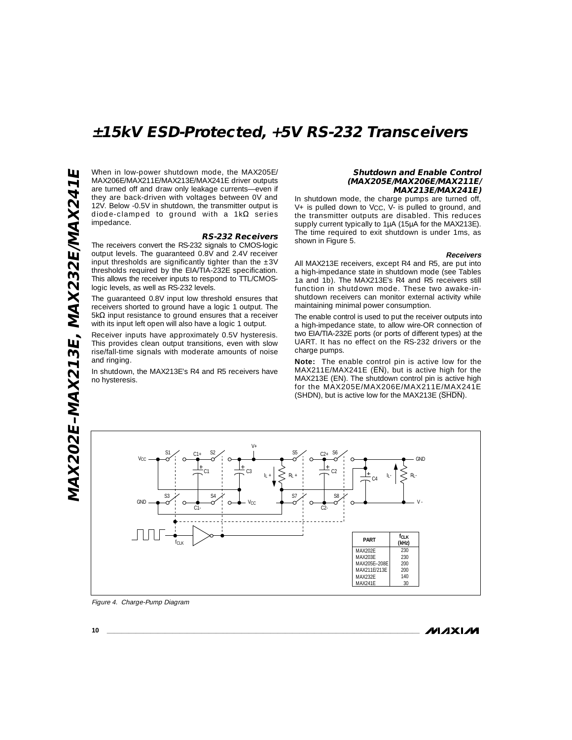When in low-power shutdown mode, the MAX205E/MAX206E/MAX211E/MAX213E/MAX241E driver outputs are turned off and draw only leakage currents—even if they are back-driven with voltages between 0V and 12V. Below -0.5V in shutdown, the transmitter output is diode-clamped to ground with a 1kΩ series impedance.

### RS-232 Receivers

The receivers convert the RS-232 signals to CMOS-logic output levels. The guaranteed 0.8V and 2.4V receiver input thresholds are significantly tighter than the ±3V thresholds required by the EIA/TIA-232E specification. This allows the receiver inputs to respond to TTL/CMOS-logic levels, as well as RS-232 levels.

The guaranteed 0.8V input low threshold ensures that receivers shorted to ground have a logic 1 output. The 5kΩ input resistance to ground ensures that a receiver with its input left open will also have a logic 1 output.

Receiver inputs have approximately 0.5V hysteresis. This provides clean output transitions, even with slow rise/fall-time signals with moderate amounts of noise and ringing.

In shutdown, the MAX213E's R4 and R5 receivers have no hysteresis.

### Shutdown and Enable Control (MAX205E/MAX206E/MAX211E/MAX213E/MAX241E)

In shutdown mode, the charge pumps are turned off, V+ is pulled down to $V_{CC}$, V- is pulled to ground, and the transmitter outputs are disabled. This reduces supply current typically to 1µA (15µA for the MAX213E). The time required to exit shutdown is under 1ms, as shown in Figure 5.

#### Receivers

All MAX213E receivers, except R4 and R5, are put into a high-impedance state in shutdown mode (see Tables 1a and 1b). The MAX213E's R4 and R5 receivers still function in shutdown mode. These two awake-in-shutdown receivers can monitor external activity while maintaining minimal power consumption.

The enable control is used to put the receiver outputs into a high-impedance state, to allow wire-OR connection of two EIA/TIA-232E ports (or ports of different types) at the UART. It has no effect on the RS-232 drivers or the charge pumps.

**Note:** The enable control pin is active low for the MAX211E/MAX241E ($\overline{EN}$), but is active high for the MAX213E (EN). The shutdown control pin is active high for the MAX205E/MAX206E/MAX211E/MAX241E (SHDN), but is active low for the MAX213E ($\overline{SHDN}$).

| PART | $f_{CLK}$ (kHz) |
|---|---|
| MAX202E | 230 |
| MAX203E | 230 |
| MAX205E–208E | 200 |
| MAX211E/213E | 200 |
| MAX232E | 140 |
| MAX241E | 30 |

*Figure 4. Charge-Pump Diagram*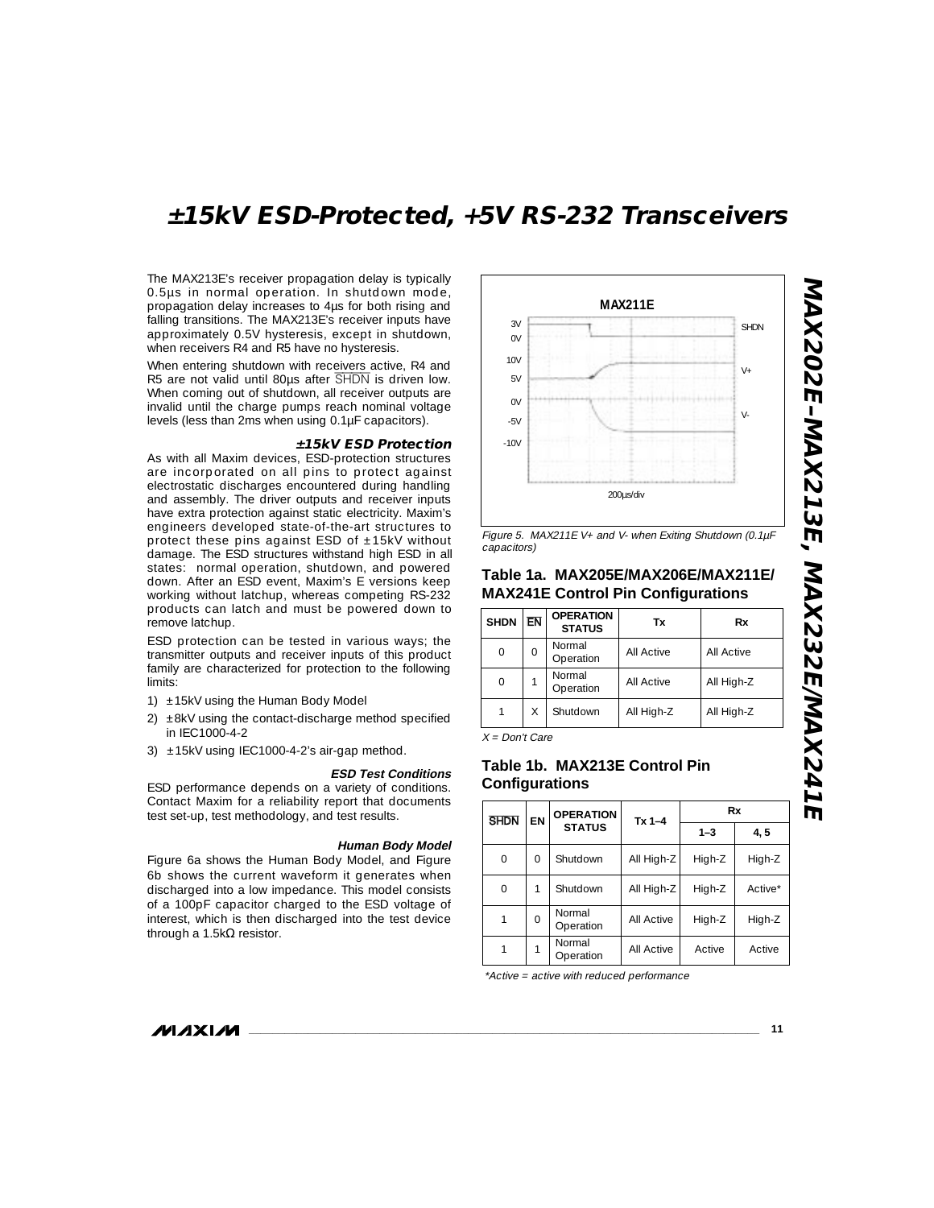The MAX213E's receiver propagation delay is typically 0.5µs in normal operation. In shutdown mode, propagation delay increases to 4µs for both rising and falling transitions. The MAX213E's receiver inputs have approximately 0.5V hysteresis, except in shutdown, when receivers R4 and R5 have no hysteresis.

When entering shutdown with receivers active, R4 and R5 are not valid until 80µs after $\overline{SHDN}$ is driven low. When coming out of shutdown, all receiver outputs are invalid until the charge pumps reach nominal voltage levels (less than 2ms when using 0.1µF capacitors).

### ±15kV ESD Protection

As with all Maxim devices, ESD-protection structures are incorporated on all pins to protect against electrostatic discharges encountered during handling and assembly. The driver outputs and receiver inputs have extra protection against static electricity. Maxim's engineers developed state-of-the-art structures to protect these pins against ESD of ±15kV without damage. The ESD structures withstand high ESD in all states: normal operation, shutdown, and powered down. After an ESD event, Maxim's E versions keep working without latchup, whereas competing RS-232 products can latch and must be powered down to remove latchup.

ESD protection can be tested in various ways; the transmitter outputs and receiver inputs of this product family are characterized for protection to the following limits:

1) ±15kV using the Human Body Model
2) ±8kV using the contact-discharge method specified in IEC1000-4-2
3) ±15kV using IEC1000-4-2's air-gap method.

#### ESD Test Conditions

ESD performance depends on a variety of conditions. Contact Maxim for a reliability report that documents test set-up, test methodology, and test results.

#### Human Body Model

Figure 6a shows the Human Body Model, and Figure 6b shows the current waveform it generates when discharged into a low impedance. This model consists of a 100pF capacitor charged to the ESD voltage of interest, which is then discharged into the test device through a 1.5kΩ resistor.

*Figure 5. MAX211E V+ and V- when Exiting Shutdown (0.1µF capacitors)*

### Table 1a. MAX205E/MAX206E/MAX211E/MAX241E Control Pin Configurations

| SHDN | $\overline{EN}$ | OPERATION STATUS | Tx | Rx |
|---|---|---|---|---|
| 0 | 0 | Normal Operation | All Active | All Active |
| 0 | 1 | Normal Operation | All Active | All High-Z |
| 1 | X | Shutdown | All High-Z | All High-Z |

*X = Don't Care*

### Table 1b. MAX213E Control Pin Configurations

| $\overline{SHDN}$ | EN | OPERATION STATUS | Tx 1–4 | Rx | |
|---|---|---|---|---|---|
| | | | | 1–3 | 4, 5 |
| 0 | 0 | Shutdown | All High-Z | High-Z | High-Z |
| 0 | 1 | Shutdown | All High-Z | High-Z | Active* |
| 1 | 0 | Normal Operation | All Active | High-Z | High-Z |
| 1 | 1 | Normal Operation | All Active | Active | Active |

*\*Active = active with reduced performance*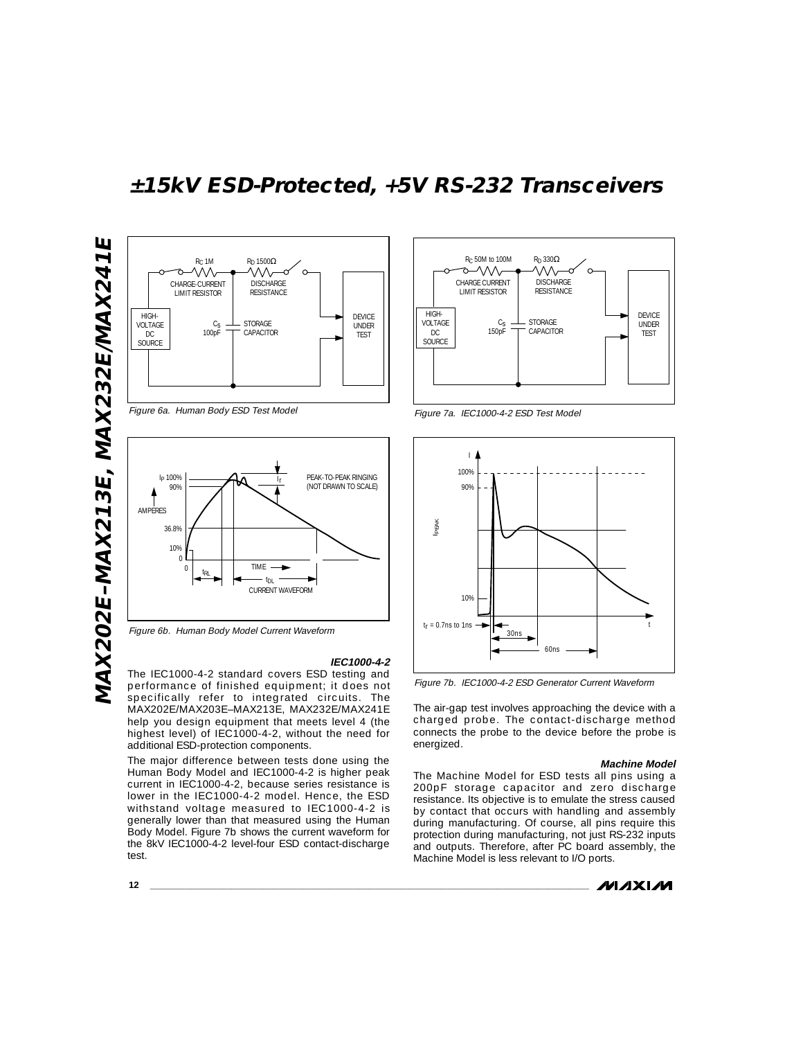Figure 6a. Human Body ESD Test Model

Figure 6b. Human Body Model Current Waveform

Figure 7a. IEC1000-4-2 ESD Test Model

Figure 7b. IEC1000-4-2 ESD Generator Current Waveform

### IEC1000-4-2

The IEC1000-4-2 standard covers ESD testing and performance of finished equipment; it does not specifically refer to integrated circuits. The MAX202E/MAX203E–MAX213E, MAX232E/MAX241E help you design equipment that meets level 4 (the highest level) of IEC1000-4-2, without the need for additional ESD-protection components.

The major difference between tests done using the Human Body Model and IEC1000-4-2 is higher peak current in IEC1000-4-2, because series resistance is lower in the IEC1000-4-2 model. Hence, the ESD withstand voltage measured to IEC1000-4-2 is generally lower than that measured using the Human Body Model. Figure 7b shows the current waveform for the 8kV IEC1000-4-2 level-four ESD contact-discharge test.

The air-gap test involves approaching the device with a charged probe. The contact-discharge method connects the probe to the device before the probe is energized.

### Machine Model

The Machine Model for ESD tests all pins using a 200pF storage capacitor and zero discharge resistance. Its objective is to emulate the stress caused by contact that occurs with handling and assembly during manufacturing. Of course, all pins require this protection during manufacturing, not just RS-232 inputs and outputs. Therefore, after PC board assembly, the Machine Model is less relevant to I/O ports.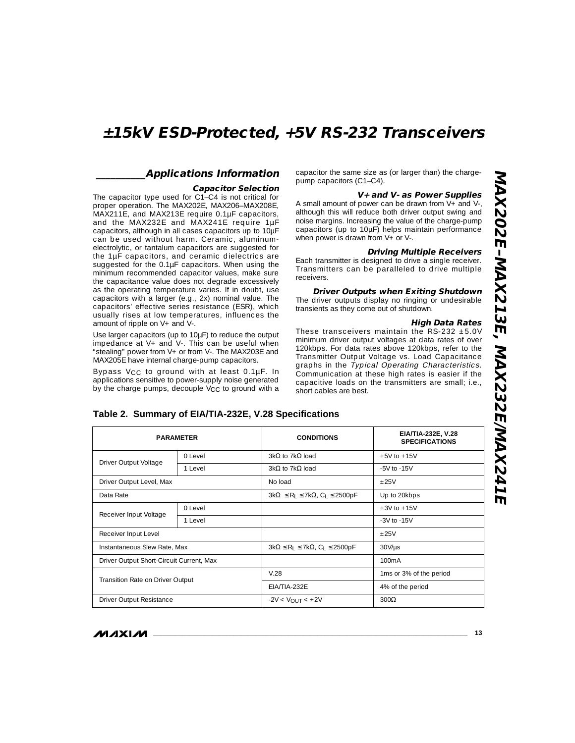## Applications Information

### Capacitor Selection

The capacitor type used for C1–C4 is not critical for proper operation. The MAX202E, MAX206–MAX208E, MAX211E, and MAX213E require 0.1µF capacitors, and the MAX232E and MAX241E require 1µF capacitors, although in all cases capacitors up to 10µF can be used without harm. Ceramic, aluminum-electrolytic, or tantalum capacitors are suggested for the 1µF capacitors, and ceramic dielectrics are suggested for the 0.1µF capacitors. When using the minimum recommended capacitor values, make sure the capacitance value does not degrade excessively as the operating temperature varies. If in doubt, use capacitors with a larger (e.g., 2x) nominal value. The capacitors' effective series resistance (ESR), which usually rises at low temperatures, influences the amount of ripple on V+ and V-.

Use larger capacitors (up to 10µF) to reduce the output impedance at V+ and V-. This can be useful when "stealing" power from V+ or from V-. The MAX203E and MAX205E have internal charge-pump capacitors.

Bypass $V_{CC}$ to ground with at least 0.1µF. In applications sensitive to power-supply noise generated by the charge pumps, decouple $V_{CC}$ to ground with a capacitor the same size as (or larger than) the charge-pump capacitors (C1–C4).

### V+ and V- as Power Supplies

A small amount of power can be drawn from V+ and V-, although this will reduce both driver output swing and noise margins. Increasing the value of the charge-pump capacitors (up to 10µF) helps maintain performance when power is drawn from V+ or V-.

### Driving Multiple Receivers

Each transmitter is designed to drive a single receiver. Transmitters can be paralleled to drive multiple receivers.

### Driver Outputs when Exiting Shutdown

The driver outputs display no ringing or undesirable transients as they come out of shutdown.

### High Data Rates

These transceivers maintain the RS-232 ±5.0V minimum driver output voltages at data rates of over 120kbps. For data rates above 120kbps, refer to the Transmitter Output Voltage vs. Load Capacitance graphs in the *Typical Operating Characteristics.* Communication at these high rates is easier if the capacitive loads on the transmitters are small; i.e., short cables are best.

**Table 2. Summary of EIA/TIA-232E, V.28 Specifications**

| PARAMETER | | CONDITIONS | EIA/TIA-232E, V.28 SPECIFICATIONS |
|---|---|---|---|
| Driver Output Voltage | 0 Level | 3kΩ to 7kΩ load | +5V to +15V |
| | 1 Level | 3kΩ to 7kΩ load | -5V to -15V |
| Driver Output Level, Max | | No load | ±25V |
| Data Rate | | $3kΩ \le R_L \le 7kΩ$, $C_L \le 2500pF$ | Up to 20kbps |
| Receiver Input Voltage | 0 Level | | +3V to +15V |
| | 1 Level | | -3V to -15V |
| Receiver Input Level | | | ±25V |
| Instantaneous Slew Rate, Max | | $3kΩ \le R_L \le 7kΩ$, $C_L \le 2500pF$ | 30V/µs |
| Driver Output Short-Circuit Current, Max | | | 100mA |
| Transition Rate on Driver Output | | V.28 | 1ms or 3% of the period |
| | | EIA/TIA-232E | 4% of the period |
| Driver Output Resistance | | $-2V < V_{OUT} < +2V$ | 300Ω |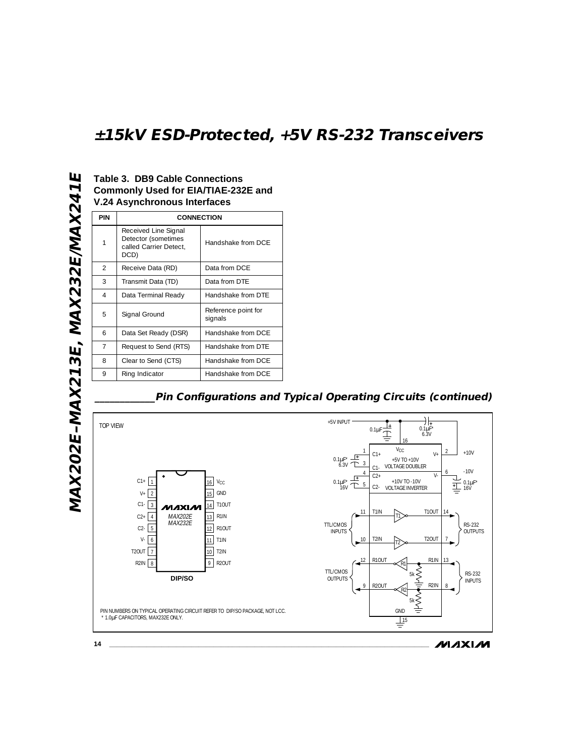## Table 3. DB9 Cable Connections Commonly Used for EIA/TIAE-232E and V.24 Asynchronous Interfaces

| PIN | CONNECTION | |
|---|---|---|
| 1 | Received Line Signal Detector (sometimes called Carrier Detect, DCD) | Handshake from DCE |
| 2 | Receive Data (RD) | Data from DCE |
| 3 | Transmit Data (TD) | Data from DTE |
| 4 | Data Terminal Ready | Handshake from DTE |
| 5 | Signal Ground | Reference point for signals |
| 6 | Data Set Ready (DSR) | Handshake from DCE |
| 7 | Request to Send (RTS) | Handshake from DTE |
| 8 | Clear to Send (CTS) | Handshake from DCE |
| 9 | Ring Indicator | Handshake from DCE |

## Pin Configurations and Typical Operating Circuits (continued)

TOP VIEW

MAX202E / MAX232E — DIP/SO

| Pin | Name | Pin | Name |
|---|---|---|---|
| 1 | C1+ | 16 | $V_{CC}$ |
| 2 | V+ | 15 | GND |
| 3 | C1- | 14 | T1OUT |
| 4 | C2+ | 13 | R1IN |
| 5 | C2- | 12 | R1OUT |
| 6 | V- | 11 | T1IN |
| 7 | T2OUT | 10 | T2IN |
| 8 | R2IN | 9 | R2OUT |

Typical operating circuit: +5V INPUT to $V_{CC}$ (pin 16) with 0.1µF bypass; 0.1µF* 6.3V capacitor between C1+ (1) and C1- (3) (+5V TO +10V VOLTAGE DOUBLER); 0.1µF* 16V capacitor between C2+ (4) and C2- (5) (+10V TO -10V VOLTAGE INVERTER); 0.1µF* 6.3V from V+ (2, +10V); 0.1µF* 16V from V- (6, -10V). TTL/CMOS INPUTS: T1IN (11) → T1 → T1OUT (14); T2IN (10) → T2 → T2OUT (7) (RS-232 OUTPUTS). RS-232 INPUTS: R1IN (13) → R1 → R1OUT (12); R2IN (8) → R2 → R2OUT (9) (TTL/CMOS OUTPUTS), each with 5k to ground. GND (15).

PIN NUMBERS ON TYPICAL OPERATING CIRCUIT REFER TO DIP/SO PACKAGE, NOT LCC.
\* 1.0µF CAPACITORS, MAX232E ONLY.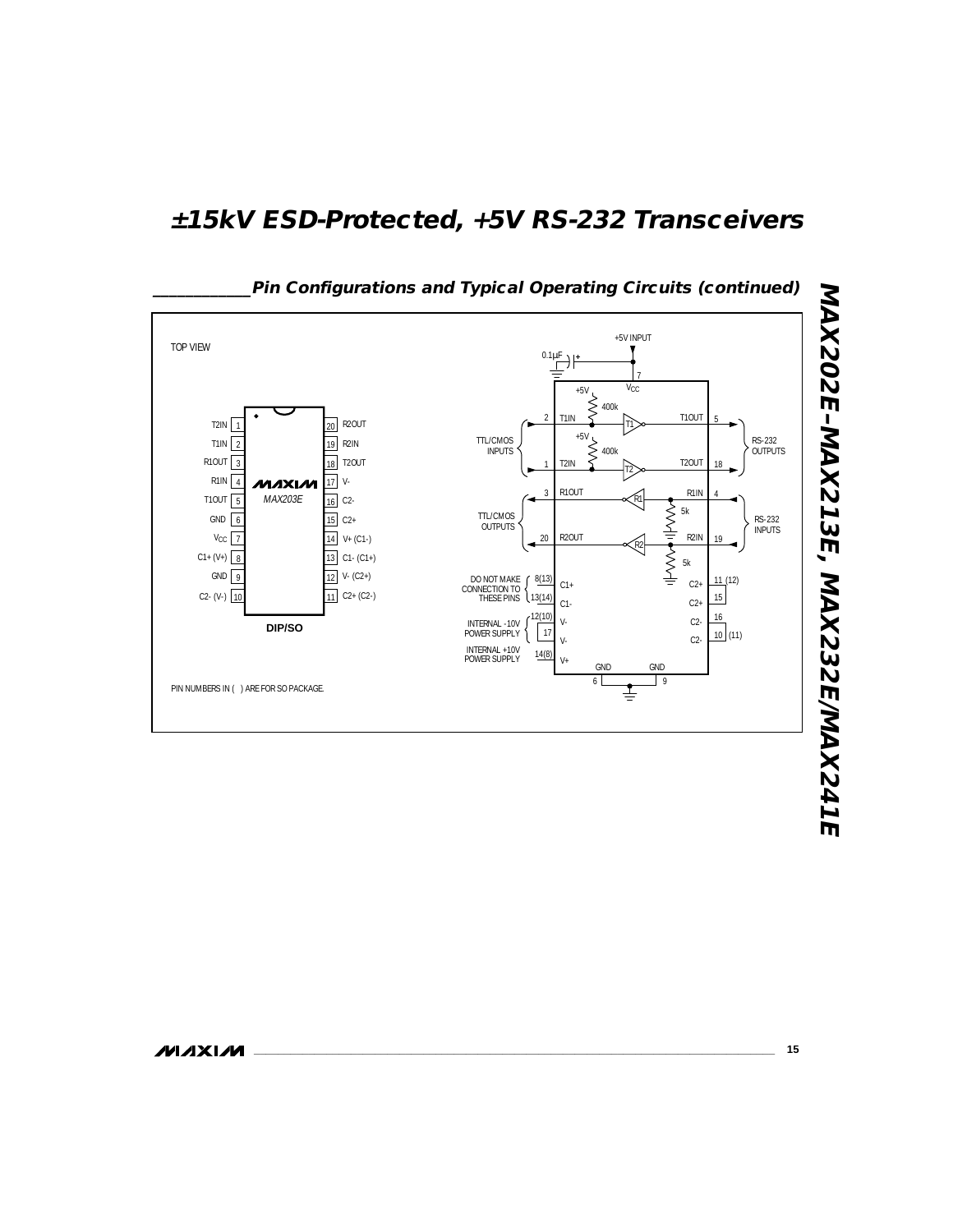## Pin Configurations and Typical Operating Circuits (continued)

TOP VIEW

| Pin | Name | Pin | Name |
|---|---|---|---|
| 1 | T2IN | 20 | R2OUT |
| 2 | T1IN | 19 | R2IN |
| 3 | R1OUT | 18 | T2OUT |
| 4 | R1IN | 17 | V- |
| 5 | T1OUT | 16 | C2- |
| 6 | GND | 15 | C2+ |
| 7 | $V_{CC}$ | 14 | V+ (C1-) |
| 8 | C1+ (V+) | 13 | C1- (C1+) |
| 9 | GND | 12 | V- (C2+) |
| 10 | C2- (V-) | 11 | C2+ (C2-) |

MAXIM MAX203E

DIP/SO

PIN NUMBERS IN ( ) ARE FOR SO PACKAGE.

+5V INPUT

0.1μF

$V_{CC}$ (7)

TTL/CMOS INPUTS: T1IN (2), T2IN (1) — each with 400k pull-up to +5V

RS-232 OUTPUTS: T1OUT (5), T2OUT (18)

TTL/CMOS OUTPUTS: R1OUT (3), R2OUT (20)

RS-232 INPUTS: R1IN (4), R2IN (19) — each with 5k to GND

DO NOT MAKE CONNECTION TO THESE PINS: 8(13) C1+, 13(14) C1-

INTERNAL -10V POWER SUPPLY: 12(10) V-, 17 V-

INTERNAL +10V POWER SUPPLY: 14(8) V+

C2+: 11 (12), 15

C2-: 16, 10 (11)

GND: 6, 9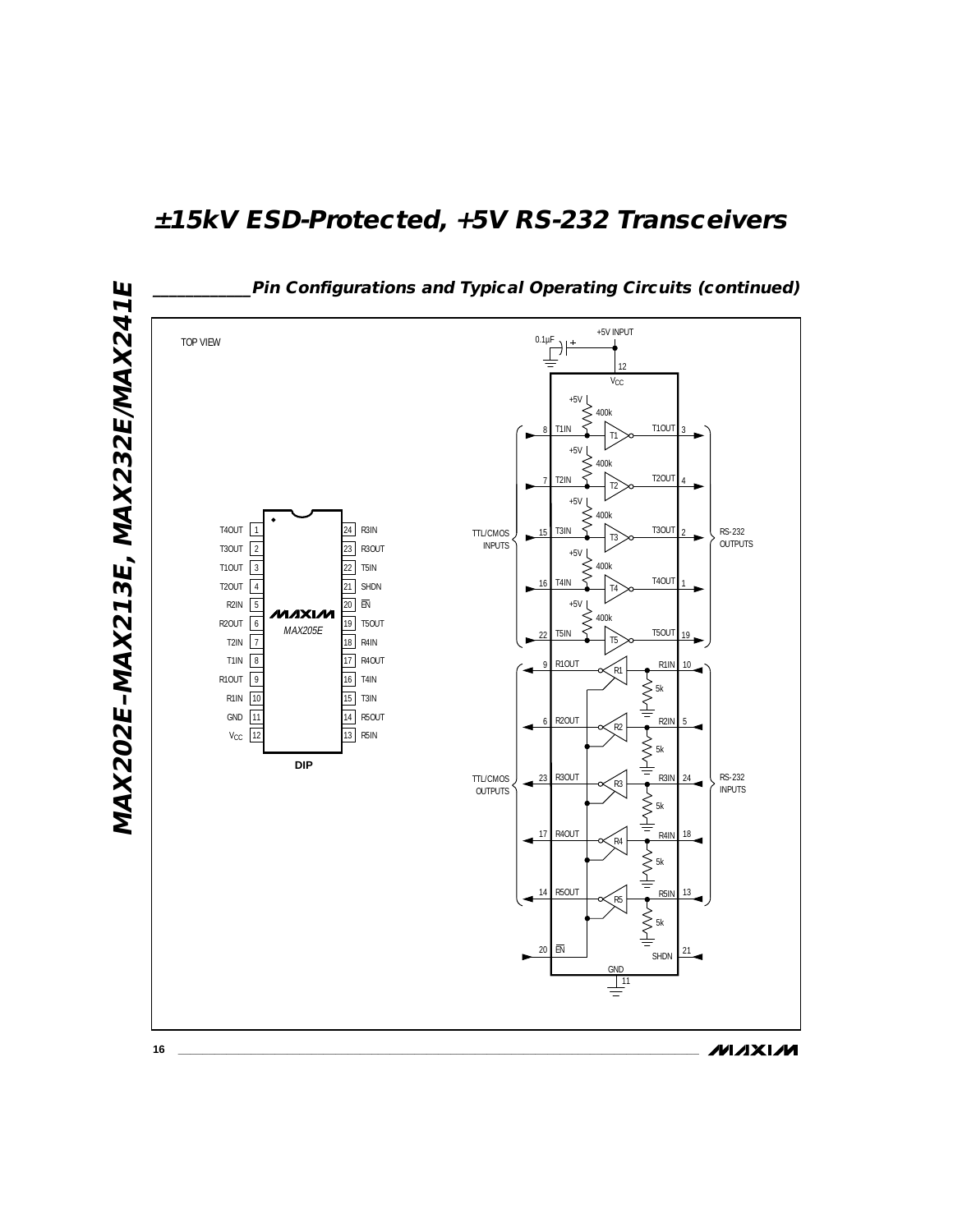## Pin Configurations and Typical Operating Circuits (continued)

TOP VIEW

| Pin | Name | Pin | Name |
|---|---|---|---|
| 1 | T4OUT | 24 | R3IN |
| 2 | T3OUT | 23 | R3OUT |
| 3 | T1OUT | 22 | T5IN |
| 4 | T2OUT | 21 | SHDN |
| 5 | R2IN | 20 | $\overline{EN}$ |
| 6 | R2OUT | 19 | T5OUT |
| 7 | T2IN | 18 | R4IN |
| 8 | T1IN | 17 | R4OUT |
| 9 | R1OUT | 16 | T4IN |
| 10 | R1IN | 15 | T3IN |
| 11 | GND | 14 | R5OUT |
| 12 | $V_{CC}$ | 13 | R5IN |

MAX205E

DIP

+5V INPUT

0.1µF

12 $V_{CC}$

+5V 400k (pull-up on each transmitter input)

TTL/CMOS INPUTS: 8 T1IN, 7 T2IN, 15 T3IN, 16 T4IN, 22 T5IN

RS-232 OUTPUTS: T1OUT 3, T2OUT 4, T3OUT 2, T4OUT 1, T5OUT 19

TTL/CMOS OUTPUTS: 9 R1OUT, 6 R2OUT, 23 R3OUT, 17 R4OUT, 14 R5OUT

RS-232 INPUTS: R1IN 10, R2IN 5, R3IN 24, R4IN 18, R5IN 13 (5k to ground on each)

20 $\overline{EN}$

SHDN 21

GND 11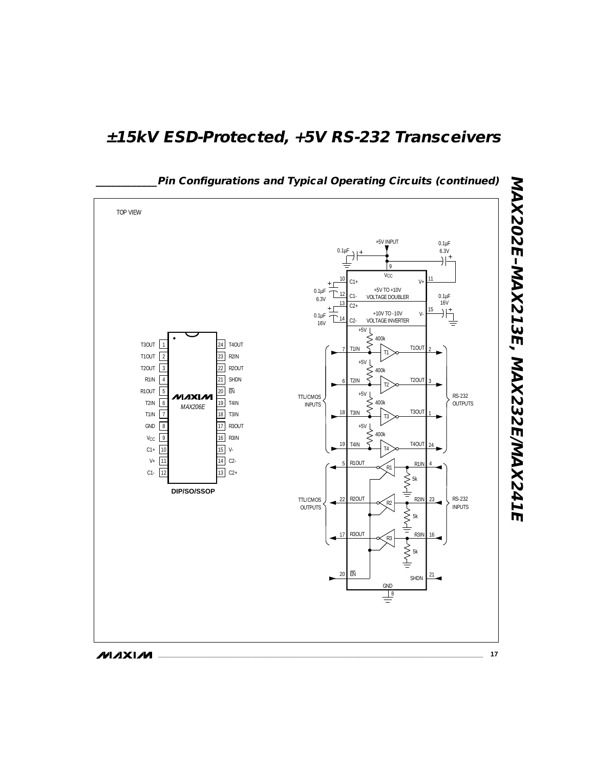## Pin Configurations and Typical Operating Circuits (continued)

TOP VIEW

| Pin | Name | | Pin | Name |
|---|---|---|---|---|
| 1 | T3OUT | | 24 | T4OUT |
| 2 | T1OUT | | 23 | R2IN |
| 3 | T2OUT | | 22 | R2OUT |
| 4 | R1IN | | 21 | SHDN |
| 5 | R1OUT | | 20 | EN |
| 6 | T2IN | | 19 | T4IN |
| 7 | T1IN | | 18 | T3IN |
| 8 | GND | | 17 | R3OUT |
| 9 | $V_{CC}$ | | 16 | R3IN |
| 10 | C1+ | | 15 | V- |
| 11 | V+ | | 14 | C2- |
| 12 | C1- | | 13 | C2+ |

MAX206E

DIP/SO/SSOP

+5V INPUT; 0.1µF; 0.1µF 6.3V; $V_{CC}$ (9); C1+ (10); C1- (12); 0.1µF 6.3V; +5V TO +10V VOLTAGE DOUBLER; V+ (11); 0.1µF 16V; C2+ (13); C2- (14); 0.1µF 16V; +10V TO -10V VOLTAGE INVERTER; V- (15)

TTL/CMOS INPUTS: T1IN (7), T2IN (6), T3IN (18), T4IN (19) — each with +5V 400k pull-up

RS-232 OUTPUTS: T1OUT (2), T2OUT (3), T3OUT (1), T4OUT (24)

TTL/CMOS OUTPUTS: R1OUT (5), R2OUT (22), R3OUT (17)

RS-232 INPUTS: R1IN (4), R2IN (23), R3IN (16) — each with 5k to ground

EN (20); SHDN (21); GND (8)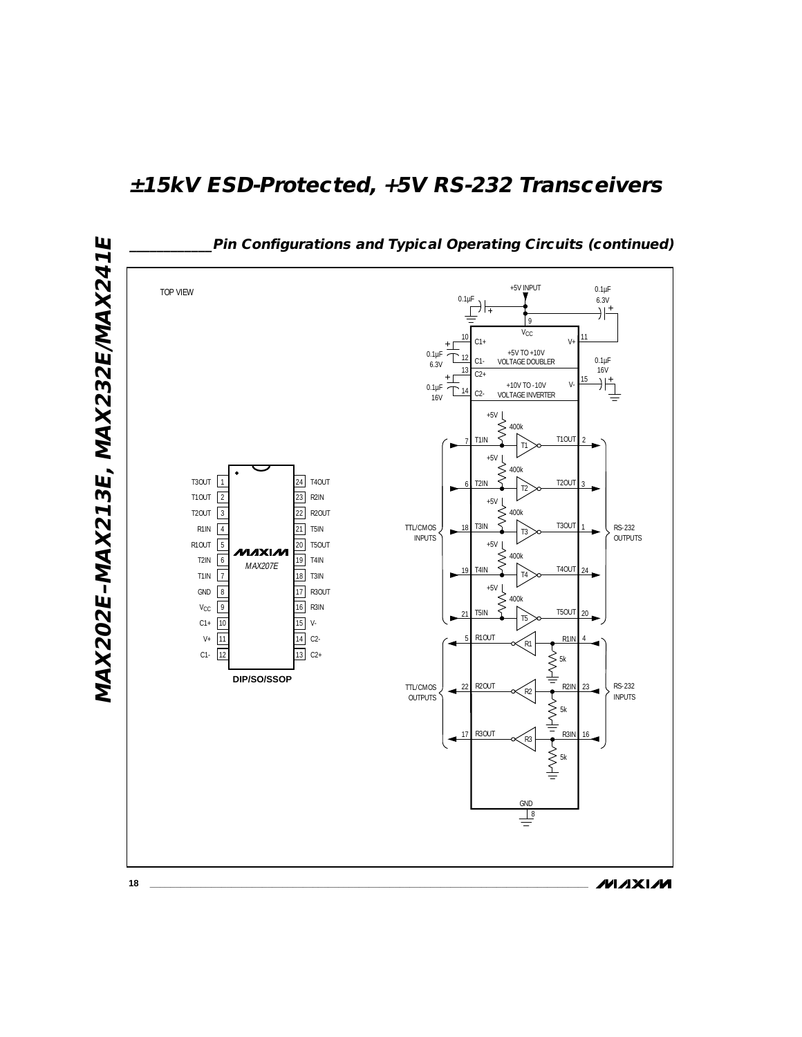## Pin Configurations and Typical Operating Circuits (continued)

TOP VIEW

| Pin | Name | Pin | Name |
|---|---|---|---|
| 1 | T3OUT | 24 | T4OUT |
| 2 | T1OUT | 23 | R2IN |
| 3 | T2OUT | 22 | R2OUT |
| 4 | R1IN | 21 | T5IN |
| 5 | R1OUT | 20 | T5OUT |
| 6 | T2IN | 19 | T4IN |
| 7 | T1IN | 18 | T3IN |
| 8 | GND | 17 | R3OUT |
| 9 | $V_{CC}$ | 16 | R3IN |
| 10 | C1+ | 15 | V- |
| 11 | V+ | 14 | C2- |
| 12 | C1- | 13 | C2+ |

MAXIM MAX207E

DIP/SO/SSOP

+5V INPUT

0.1μF

0.1μF 6.3V

$V_{CC}$ 9

10 C1+ V+ 11

0.1μF 6.3V 12 C1- +5V TO +10V VOLTAGE DOUBLER

0.1μF 16V

13 C2+

0.1μF 16V 14 C2- +10V TO -10V VOLTAGE INVERTER V- 15

+5V 400k

TTL/CMOS INPUTS: 7 T1IN, 6 T2IN, 18 T3IN, 19 T4IN, 21 T5IN

RS-232 OUTPUTS: T1OUT 2, T2OUT 3, T3OUT 1, T4OUT 24, T5OUT 20

TTL/CMOS OUTPUTS: 5 R1OUT, 22 R2OUT, 17 R3OUT

RS-232 INPUTS: R1IN 4, R2IN 23, R3IN 16

5k

GND 8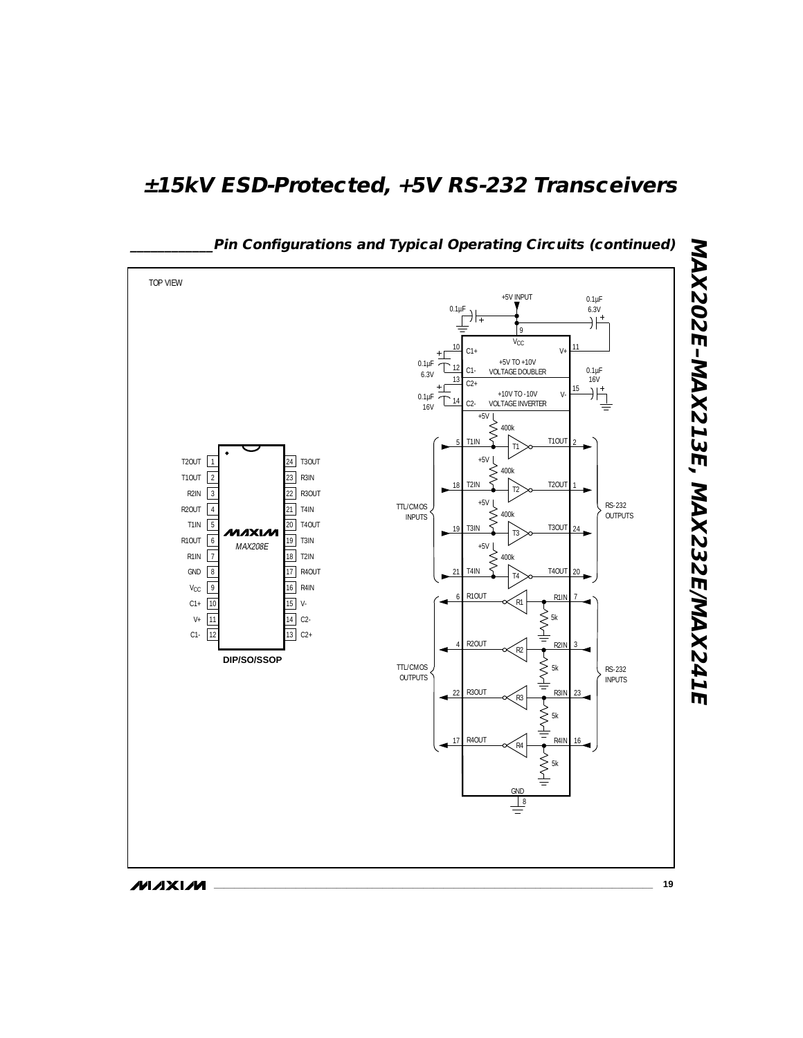## Pin Configurations and Typical Operating Circuits (continued)

TOP VIEW

**MAX208E** — DIP/SO/SSOP

| Pin | Name | Pin | Name |
|---|---|---|---|
| 1 | T2OUT | 24 | T3OUT |
| 2 | T1OUT | 23 | R3IN |
| 3 | R2IN | 22 | R3OUT |
| 4 | R2OUT | 21 | T4IN |
| 5 | T1IN | 20 | T4OUT |
| 6 | R1OUT | 19 | T3IN |
| 7 | R1IN | 18 | T2IN |
| 8 | GND | 17 | R4OUT |
| 9 | $V_{CC}$ | 16 | R4IN |
| 10 | C1+ | 15 | V- |
| 11 | V+ | 14 | C2- |
| 12 | C1- | 13 | C2+ |

Typical operating circuit: +5V INPUT to $V_{CC}$ (pin 9) with 0.1µF bypass; C1 0.1µF 6.3V (pins 10, 12) and C2 0.1µF 16V (pins 13, 14); V+ (pin 11) 0.1µF 6.3V; V- (pin 15) 0.1µF 16V. +5V TO +10V VOLTAGE DOUBLER; +10V TO -10V VOLTAGE INVERTER.

TTL/CMOS INPUTS: T1IN (5), T2IN (18), T3IN (19), T4IN (21), each with 400k pull-up to +5V → RS-232 OUTPUTS: T1OUT (2), T2OUT (1), T3OUT (24), T4OUT (20).

RS-232 INPUTS: R1IN (7), R2IN (3), R3IN (23), R4IN (16), each with 5k to ground → TTL/CMOS OUTPUTS: R1OUT (6), R2OUT (4), R3OUT (22), R4OUT (17).

GND (8)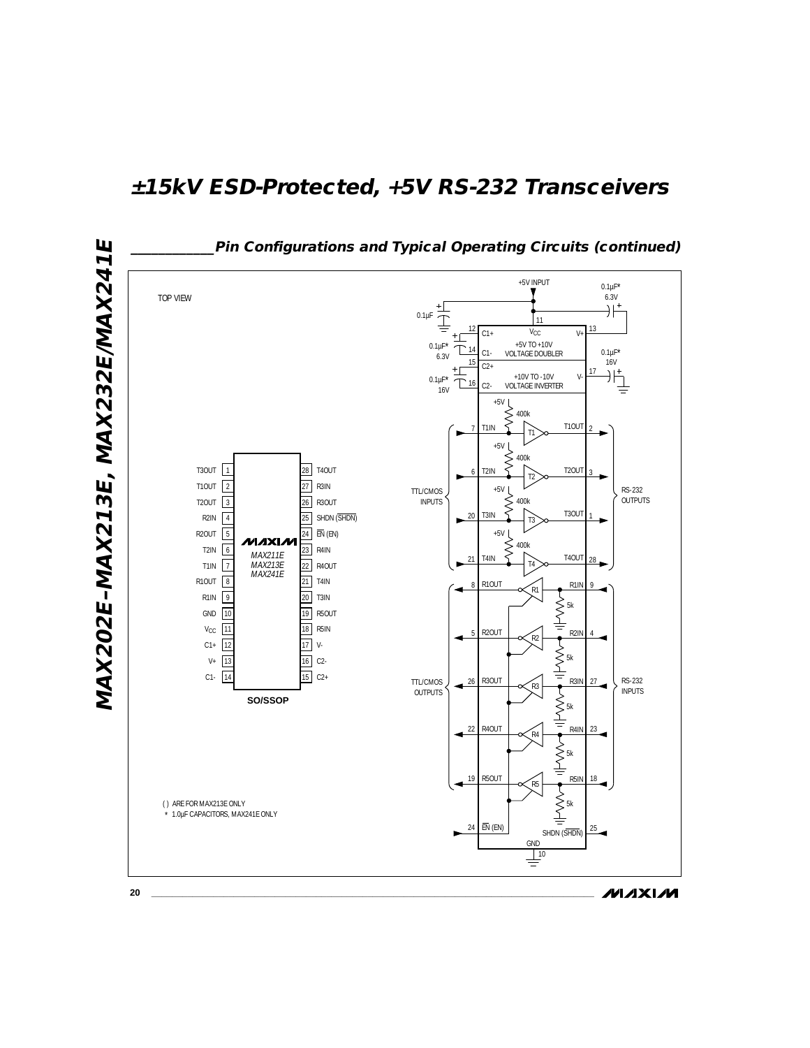## Pin Configurations and Typical Operating Circuits (continued)

TOP VIEW

| Pin | Name | | Pin | Name |
|---|---|---|---|---|
| 1 | T3OUT | | 28 | T4OUT |
| 2 | T1OUT | | 27 | R3IN |
| 3 | T2OUT | | 26 | R3OUT |
| 4 | R2IN | | 25 | SHDN ($\overline{SHDN}$) |
| 5 | R2OUT | | 24 | $\overline{EN}$ (EN) |
| 6 | T2IN | | 23 | R4IN |
| 7 | T1IN | | 22 | R4OUT |
| 8 | R1OUT | | 21 | T4IN |
| 9 | R1IN | | 20 | T3IN |
| 10 | GND | | 19 | R5OUT |
| 11 | $V_{CC}$ | | 18 | R5IN |
| 12 | C1+ | | 17 | V- |
| 13 | V+ | | 16 | C2- |
| 14 | C1- | | 15 | C2+ |

MAXIM MAX211E MAX213E MAX241E

**SO/SSOP**

( ) ARE FOR MAX213E ONLY

\* 1.0µF CAPACITORS, MAX241E ONLY

+5V INPUT; 0.1µF; 0.1µF* 6.3V; 0.1µF* 16V; $V_{CC}$ (11); C1+ (12); C1- (14); C2+ (15); C2- (16); V+ (13); V- (17); +5V TO +10V VOLTAGE DOUBLER; +10V TO -10V VOLTAGE INVERTER; +5V; 400k

TTL/CMOS INPUTS: T1IN (7), T2IN (6), T3IN (20), T4IN (21) → T1–T4 → RS-232 OUTPUTS: T1OUT (2), T2OUT (3), T3OUT (1), T4OUT (28)

RS-232 INPUTS: R1IN (9), R2IN (4), R3IN (27), R4IN (23), R5IN (18); 5k → R1–R5 → TTL/CMOS OUTPUTS: R1OUT (8), R2OUT (5), R3OUT (26), R4OUT (22), R5OUT (19)

$\overline{EN}$ (EN) (24); SHDN ($\overline{SHDN}$) (25); GND (10)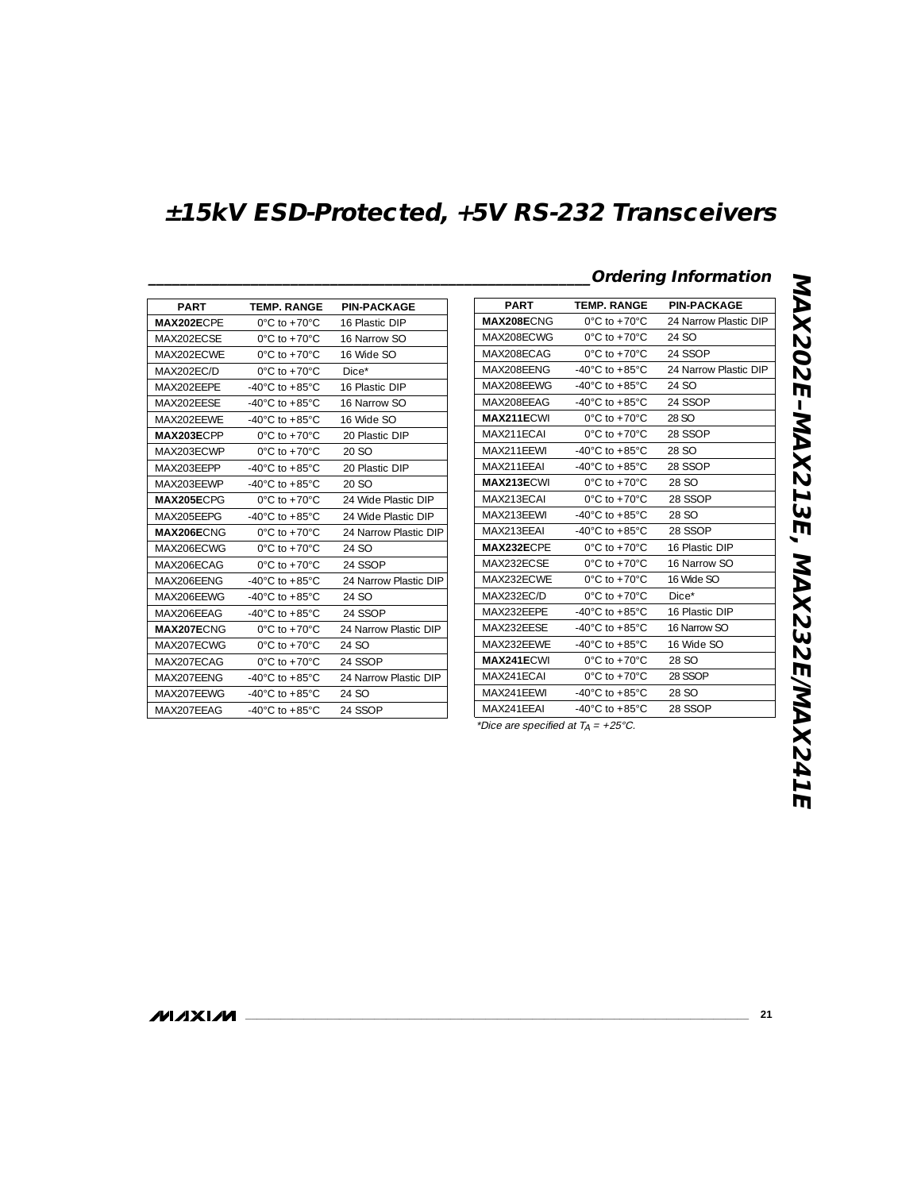## Ordering Information

| PART | TEMP. RANGE | PIN-PACKAGE |
|---|---|---|
| **MAX202E**CPE | 0°C to +70°C | 16 Plastic DIP |
| MAX202ECSE | 0°C to +70°C | 16 Narrow SO |
| MAX202ECWE | 0°C to +70°C | 16 Wide SO |
| MAX202EC/D | 0°C to +70°C | Dice* |
| MAX202EEPE | -40°C to +85°C | 16 Plastic DIP |
| MAX202EESE | -40°C to +85°C | 16 Narrow SO |
| MAX202EEWE | -40°C to +85°C | 16 Wide SO |
| **MAX203E**CPP | 0°C to +70°C | 20 Plastic DIP |
| MAX203ECWP | 0°C to +70°C | 20 SO |
| MAX203EEPP | -40°C to +85°C | 20 Plastic DIP |
| MAX203EEWP | -40°C to +85°C | 20 SO |
| **MAX205E**CPG | 0°C to +70°C | 24 Wide Plastic DIP |
| MAX205EEPG | -40°C to +85°C | 24 Wide Plastic DIP |
| **MAX206E**CNG | 0°C to +70°C | 24 Narrow Plastic DIP |
| MAX206ECWG | 0°C to +70°C | 24 SO |
| MAX206ECAG | 0°C to +70°C | 24 SSOP |
| MAX206EENG | -40°C to +85°C | 24 Narrow Plastic DIP |
| MAX206EEWG | -40°C to +85°C | 24 SO |
| MAX206EEAG | -40°C to +85°C | 24 SSOP |
| **MAX207E**CNG | 0°C to +70°C | 24 Narrow Plastic DIP |
| MAX207ECWG | 0°C to +70°C | 24 SO |
| MAX207ECAG | 0°C to +70°C | 24 SSOP |
| MAX207EENG | -40°C to +85°C | 24 Narrow Plastic DIP |
| MAX207EEWG | -40°C to +85°C | 24 SO |
| MAX207EEAG | -40°C to +85°C | 24 SSOP |
| **MAX208E**CNG | 0°C to +70°C | 24 Narrow Plastic DIP |
| MAX208ECWG | 0°C to +70°C | 24 SO |
| MAX208ECAG | 0°C to +70°C | 24 SSOP |
| MAX208EENG | -40°C to +85°C | 24 Narrow Plastic DIP |
| MAX208EEWG | -40°C to +85°C | 24 SO |
| MAX208EEAG | -40°C to +85°C | 24 SSOP |
| **MAX211E**CWI | 0°C to +70°C | 28 SO |
| MAX211ECAI | 0°C to +70°C | 28 SSOP |
| MAX211EEWI | -40°C to +85°C | 28 SO |
| MAX211EEAI | -40°C to +85°C | 28 SSOP |
| **MAX213E**CWI | 0°C to +70°C | 28 SO |
| MAX213ECAI | 0°C to +70°C | 28 SSOP |
| MAX213EEWI | -40°C to +85°C | 28 SO |
| MAX213EEAI | -40°C to +85°C | 28 SSOP |
| **MAX232E**CPE | 0°C to +70°C | 16 Plastic DIP |
| MAX232ECSE | 0°C to +70°C | 16 Narrow SO |
| MAX232ECWE | 0°C to +70°C | 16 Wide SO |
| MAX232EC/D | 0°C to +70°C | Dice* |
| MAX232EEPE | -40°C to +85°C | 16 Plastic DIP |
| MAX232EESE | -40°C to +85°C | 16 Narrow SO |
| MAX232EEWE | -40°C to +85°C | 16 Wide SO |
| **MAX241E**CWI | 0°C to +70°C | 28 SO |
| MAX241ECAI | 0°C to +70°C | 28 SSOP |
| MAX241EEWI | -40°C to +85°C | 28 SO |
| MAX241EEAI | -40°C to +85°C | 28 SSOP |

*Dice are specified at $T_A$ = +25°C.*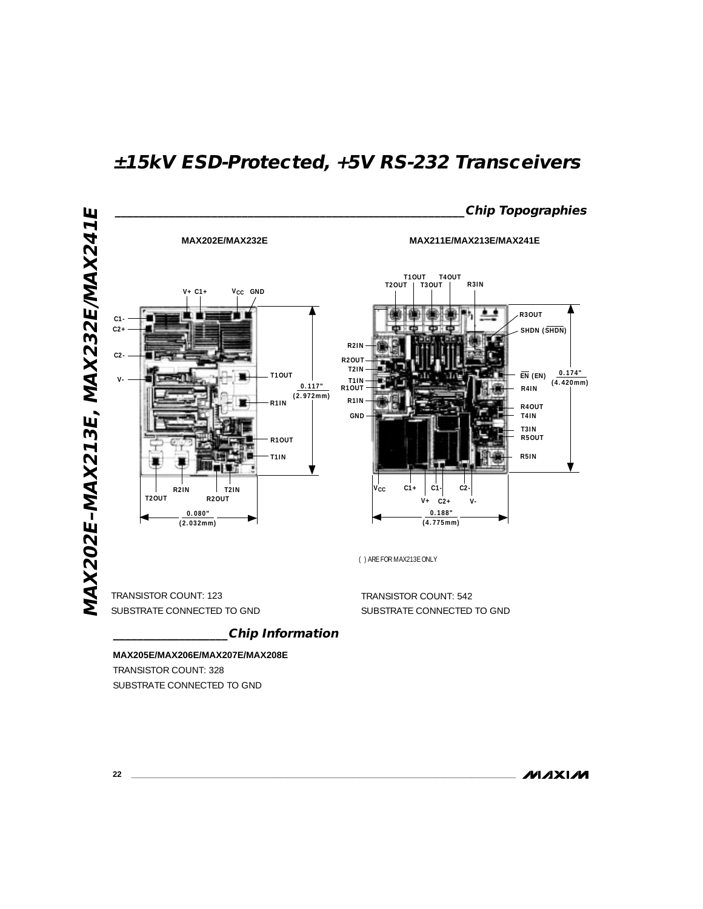## Chip Topographies

**MAX202E/MAX232E**

V+ C1+ $V_{CC}$ GND

C1-
C2+
C2-
V-

T1OUT
R1IN
R1OUT
T1IN

0.117"
(2.972mm)

R2IN T2IN
T2OUT R2OUT

0.080"
(2.032mm)

TRANSISTOR COUNT: 123
SUBSTRATE CONNECTED TO GND

**MAX211E/MAX213E/MAX241E**

T1OUT T4OUT
T2OUT T3OUT R3IN

R3OUT
SHDN ($\overline{SHDN}$)

R2IN
R2OUT
T2IN
T1IN
R1OUT
R1IN
GND

$\overline{EN}$ (EN)
R4IN
R4OUT
T4IN
T3IN
R5OUT
R5IN

0.174"
(4.420mm)

$V_{CC}$ C1+ C1- C2-
V+ C2+ V-

0.188"
(4.775mm)

( ) ARE FOR MAX213E ONLY

TRANSISTOR COUNT: 542
SUBSTRATE CONNECTED TO GND

## Chip Information

**MAX205E/MAX206E/MAX207E/MAX208E**

TRANSISTOR COUNT: 328
SUBSTRATE CONNECTED TO GND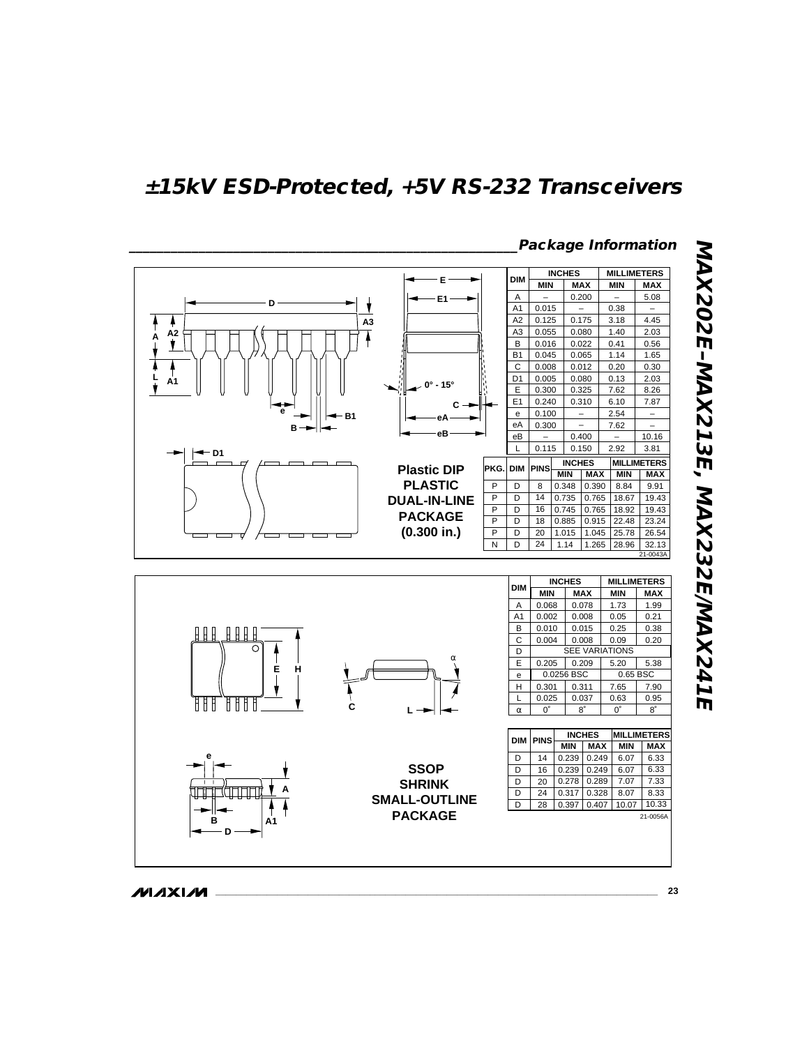## Package Information

### Plastic DIP PLASTIC DUAL-IN-LINE PACKAGE (0.300 in.)

| DIM | INCHES MIN | INCHES MAX | MILLIMETERS MIN | MILLIMETERS MAX |
|---|---|---|---|---|
| A | – | 0.200 | – | 5.08 |
| A1 | 0.015 | – | 0.38 | – |
| A2 | 0.125 | 0.175 | 3.18 | 4.45 |
| A3 | 0.055 | 0.080 | 1.40 | 2.03 |
| B | 0.016 | 0.022 | 0.41 | 0.56 |
| B1 | 0.045 | 0.065 | 1.14 | 1.65 |
| C | 0.008 | 0.012 | 0.20 | 0.30 |
| D1 | 0.005 | 0.080 | 0.13 | 2.03 |
| E | 0.300 | 0.325 | 7.62 | 8.26 |
| E1 | 0.240 | 0.310 | 6.10 | 7.87 |
| e | 0.100 | – | 2.54 | – |
| eA | 0.300 | – | 7.62 | – |
| eB | – | 0.400 | – | 10.16 |
| L | 0.115 | 0.150 | 2.92 | 3.81 |

| PKG. | DIM | PINS | INCHES MIN | INCHES MAX | MILLIMETERS MIN | MILLIMETERS MAX |
|---|---|---|---|---|---|---|
| P | D | 8 | 0.348 | 0.390 | 8.84 | 9.91 |
| P | D | 14 | 0.735 | 0.765 | 18.67 | 19.43 |
| P | D | 16 | 0.745 | 0.765 | 18.92 | 19.43 |
| P | D | 18 | 0.885 | 0.915 | 22.48 | 23.24 |
| P | D | 20 | 1.015 | 1.045 | 25.78 | 26.54 |
| N | D | 24 | 1.14 | 1.265 | 28.96 | 32.13 |

0° - 15°

21-0043A

### SSOP SHRINK SMALL-OUTLINE PACKAGE

| DIM | INCHES MIN | INCHES MAX | MILLIMETERS MIN | MILLIMETERS MAX |
|---|---|---|---|---|
| A | 0.068 | 0.078 | 1.73 | 1.99 |
| A1 | 0.002 | 0.008 | 0.05 | 0.21 |
| B | 0.010 | 0.015 | 0.25 | 0.38 |
| C | 0.004 | 0.008 | 0.09 | 0.20 |
| D | SEE VARIATIONS | | | |
| E | 0.205 | 0.209 | 5.20 | 5.38 |
| e | 0.0256 BSC | | 0.65 BSC | |
| H | 0.301 | 0.311 | 7.65 | 7.90 |
| L | 0.025 | 0.037 | 0.63 | 0.95 |
| α | 0° | 8° | 0° | 8° |

| DIM | PINS | INCHES MIN | INCHES MAX | MILLIMETERS MIN | MILLIMETERS MAX |
|---|---|---|---|---|---|
| D | 14 | 0.239 | 0.249 | 6.07 | 6.33 |
| D | 16 | 0.239 | 0.249 | 6.07 | 6.33 |
| D | 20 | 0.278 | 0.289 | 7.07 | 7.33 |
| D | 24 | 0.317 | 0.328 | 8.07 | 8.33 |
| D | 28 | 0.397 | 0.407 | 10.07 | 10.33 |

21-0056A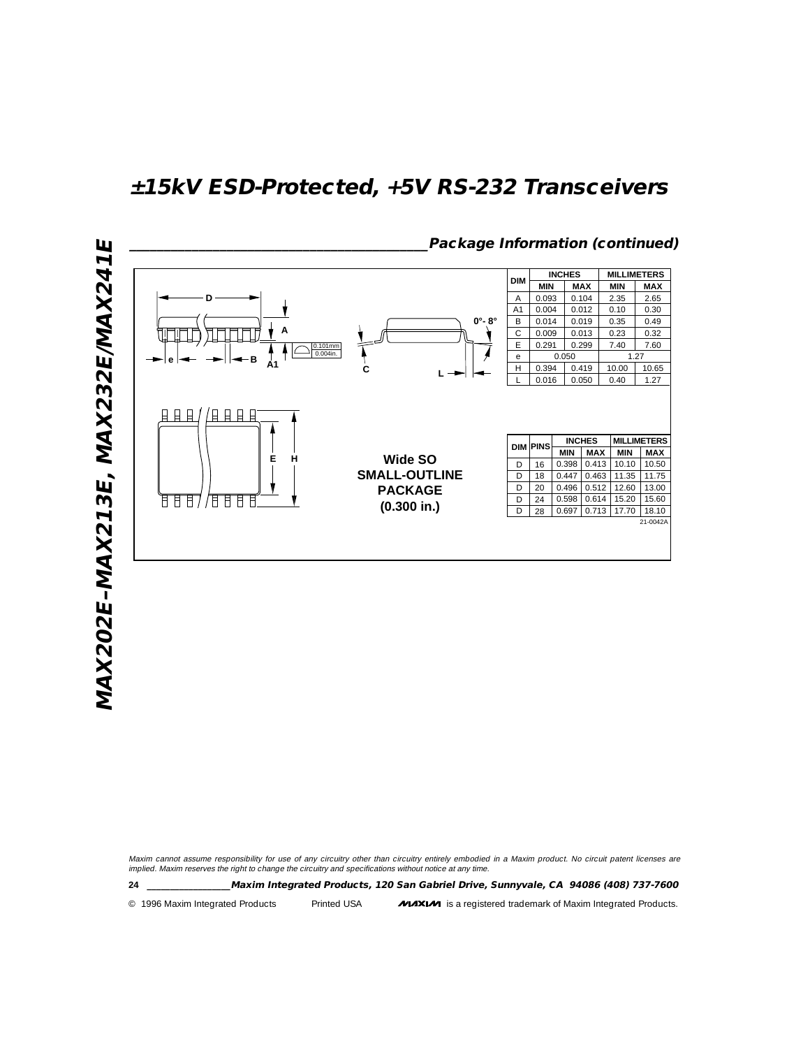## Package Information (continued)

| DIM | INCHES | | MILLIMETERS | |
|---|---|---|---|---|
| | MIN | MAX | MIN | MAX |
| A | 0.093 | 0.104 | 2.35 | 2.65 |
| A1 | 0.004 | 0.012 | 0.10 | 0.30 |
| B | 0.014 | 0.019 | 0.35 | 0.49 |
| C | 0.009 | 0.013 | 0.23 | 0.32 |
| E | 0.291 | 0.299 | 7.40 | 7.60 |
| e | 0.050 | | 1.27 | |
| H | 0.394 | 0.419 | 10.00 | 10.65 |
| L | 0.016 | 0.050 | 0.40 | 1.27 |

| DIM | PINS | INCHES | | MILLIMETERS | |
|---|---|---|---|---|---|
| | | MIN | MAX | MIN | MAX |
| D | 16 | 0.398 | 0.413 | 10.10 | 10.50 |
| D | 18 | 0.447 | 0.463 | 11.35 | 11.75 |
| D | 20 | 0.496 | 0.512 | 12.60 | 13.00 |
| D | 24 | 0.598 | 0.614 | 15.20 | 15.60 |
| D | 28 | 0.697 | 0.713 | 17.70 | 18.10 |

21-0042A

D
A
0.101mm
0.004in.
e
B
A1
C
L
0°- 8°
E
H

**Wide SO SMALL-OUTLINE PACKAGE (0.300 in.)**

*Maxim cannot assume responsibility for use of any circuitry other than circuitry entirely embodied in a Maxim product. No circuit patent licenses are implied. Maxim reserves the right to change the circuitry and specifications without notice at any time.*

***Maxim Integrated Products, 120 San Gabriel Drive, Sunnyvale, CA 94086 (408) 737-7600***

© 1996 Maxim Integrated Products Printed USA MAXIM is a registered trademark of Maxim Integrated Products.